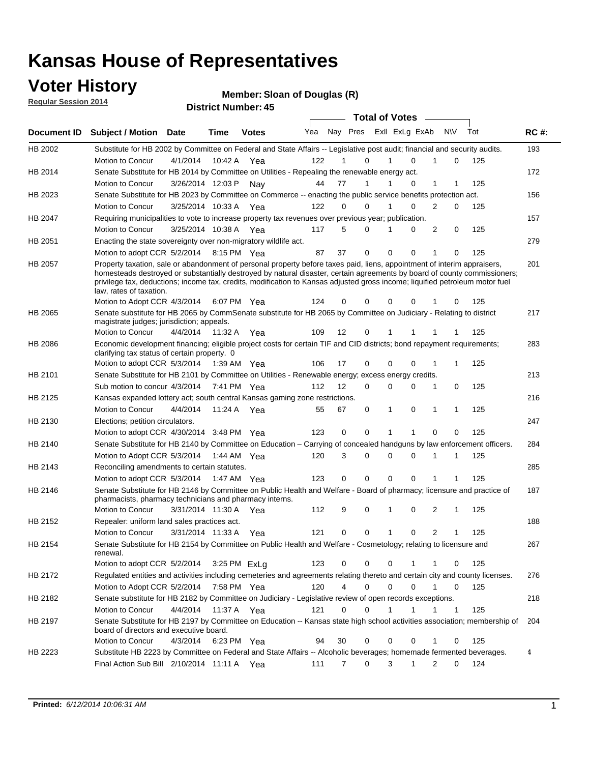# Kansas House of Representatives

## Voter History

**Regular Session 2014**

**Member: Sloan of Douglas (R)**

**District Number: 45**

| Document ID | Subject / Motion | Date | Time | Votes | Yea | Nay | Pres | ExII | ExLg | ExAb | N\V | Tot | RC #: |
|---|---|---|---|---|---|---|---|---|---|---|---|---|---|
| HB 2002 | Substitute for HB 2002 by Committee on Federal and State Affairs -- Legislative post audit; financial and security audits. | | | | | | | | | | | | 193 |
| | Motion to Concur | 4/1/2014 | 10:42 A | Yea | 122 | 1 | 0 | 1 | 0 | 1 | 0 | 125 | |
| HB 2014 | Senate Substitute for HB 2014 by Committee on Utilities - Repealing the renewable energy act. | | | | | | | | | | | | 172 |
| | Motion to Concur | 3/26/2014 | 12:03 P | Nay | 44 | 77 | 1 | 1 | 0 | 1 | 1 | 125 | |
| HB 2023 | Senate Substitute for HB 2023 by Committee on Commerce -- enacting the public service benefits protection act. | | | | | | | | | | | | 156 |
| | Motion to Concur | 3/25/2014 | 10:33 A | Yea | 122 | 0 | 0 | 1 | 0 | 2 | 0 | 125 | |
| HB 2047 | Requiring municipalities to vote to increase property tax revenues over previous year; publication. | | | | | | | | | | | | 157 |
| | Motion to Concur | 3/25/2014 | 10:38 A | Yea | 117 | 5 | 0 | 1 | 0 | 2 | 0 | 125 | |
| HB 2051 | Enacting the state sovereignty over non-migratory wildlife act. | | | | | | | | | | | | 279 |
| | Motion to adopt CCR | 5/2/2014 | 8:15 PM | Yea | 87 | 37 | 0 | 0 | 0 | 1 | 0 | 125 | |
| HB 2057 | Property taxation, sale or abandonment of personal property before taxes paid, liens, appointment of interim appraisers, homesteads destroyed or substantially destroyed by natural disaster, certain agreements by board of county commissioners; privilege tax, deductions; income tax, credits, modification to Kansas adjusted gross income; liquified petroleum motor fuel law, rates of taxation. | | | | | | | | | | | | 201 |
| | Motion to Adopt CCR | 4/3/2014 | 6:07 PM | Yea | 124 | 0 | 0 | 0 | 0 | 1 | 0 | 125 | |
| HB 2065 | Senate substitute for HB 2065 by CommSenate substitute for HB 2065 by Committee on Judiciary - Relating to district magistrate judges; jurisdiction; appeals. | | | | | | | | | | | | 217 |
| | Motion to Concur | 4/4/2014 | 11:32 A | Yea | 109 | 12 | 0 | 1 | 1 | 1 | 1 | 125 | |
| HB 2086 | Economic development financing; eligible project costs for certain TIF and CID districts; bond repayment requirements; clarifying tax status of certain property. 0 | | | | | | | | | | | | 283 |
| | Motion to adopt CCR | 5/3/2014 | 1:39 AM | Yea | 106 | 17 | 0 | 0 | 0 | 1 | 1 | 125 | |
| HB 2101 | Senate Substitute for HB 2101 by Committee on Utilities - Renewable energy; excess energy credits. | | | | | | | | | | | | 213 |
| | Sub motion to concur | 4/3/2014 | 7:41 PM | Yea | 112 | 12 | 0 | 0 | 0 | 1 | 0 | 125 | |
| HB 2125 | Kansas expanded lottery act; south central Kansas gaming zone restrictions. | | | | | | | | | | | | 216 |
| | Motion to Concur | 4/4/2014 | 11:24 A | Yea | 55 | 67 | 0 | 1 | 0 | 1 | 1 | 125 | |
| HB 2130 | Elections; petition circulators. | | | | | | | | | | | | 247 |
| | Motion to adopt CCR | 4/30/2014 | 3:48 PM | Yea | 123 | 0 | 0 | 1 | 1 | 0 | 0 | 125 | |
| HB 2140 | Senate Substitute for HB 2140 by Committee on Education – Carrying of concealed handguns by law enforcement officers. | | | | | | | | | | | | 284 |
| | Motion to Adopt CCR | 5/3/2014 | 1:44 AM | Yea | 120 | 3 | 0 | 0 | 0 | 1 | 1 | 125 | |
| HB 2143 | Reconciling amendments to certain statutes. | | | | | | | | | | | | 285 |
| | Motion to adopt CCR | 5/3/2014 | 1:47 AM | Yea | 123 | 0 | 0 | 0 | 0 | 1 | 1 | 125 | |
| HB 2146 | Senate Substitute for HB 2146 by Committee on Public Health and Welfare - Board of pharmacy; licensure and practice of pharmacists, pharmacy technicians and pharmacy interns. | | | | | | | | | | | | 187 |
| | Motion to Concur | 3/31/2014 | 11:30 A | Yea | 112 | 9 | 0 | 1 | 0 | 2 | 1 | 125 | |
| HB 2152 | Repealer: uniform land sales practices act. | | | | | | | | | | | | 188 |
| | Motion to Concur | 3/31/2014 | 11:33 A | Yea | 121 | 0 | 0 | 1 | 0 | 2 | 1 | 125 | |
| HB 2154 | Senate Substitute for HB 2154 by Committee on Public Health and Welfare - Cosmetology; relating to licensure and renewal. | | | | | | | | | | | | 267 |
| | Motion to adopt CCR | 5/2/2014 | 3:25 PM | ExLg | 123 | 0 | 0 | 0 | 1 | 1 | 0 | 125 | |
| HB 2172 | Regulated entities and activities including cemeteries and agreements relating thereto and certain city and county licenses. | | | | | | | | | | | | 276 |
| | Motion to Adopt CCR | 5/2/2014 | 7:58 PM | Yea | 120 | 4 | 0 | 0 | 0 | 1 | 0 | 125 | |
| HB 2182 | Senate substitute for HB 2182 by Committee on Judiciary - Legislative review of open records exceptions. | | | | | | | | | | | | 218 |
| | Motion to Concur | 4/4/2014 | 11:37 A | Yea | 121 | 0 | 0 | 1 | 1 | 1 | 1 | 125 | |
| HB 2197 | Senate Substitute for HB 2197 by Committee on Education -- Kansas state high school activities association; membership of board of directors and executive board. | | | | | | | | | | | | 204 |
| | Motion to Concur | 4/3/2014 | 6:23 PM | Yea | 94 | 30 | 0 | 0 | 0 | 1 | 0 | 125 | |
| HB 2223 | Substitute HB 2223 by Committee on Federal and State Affairs -- Alcoholic beverages; homemade fermented beverages. | | | | | | | | | | | | 4 |
| | Final Action Sub Bill | 2/10/2014 | 11:11 A | Yea | 111 | 7 | 0 | 3 | 1 | 2 | 0 | 124 | |

**Printed:** *6/12/2014 10:06:31 AM*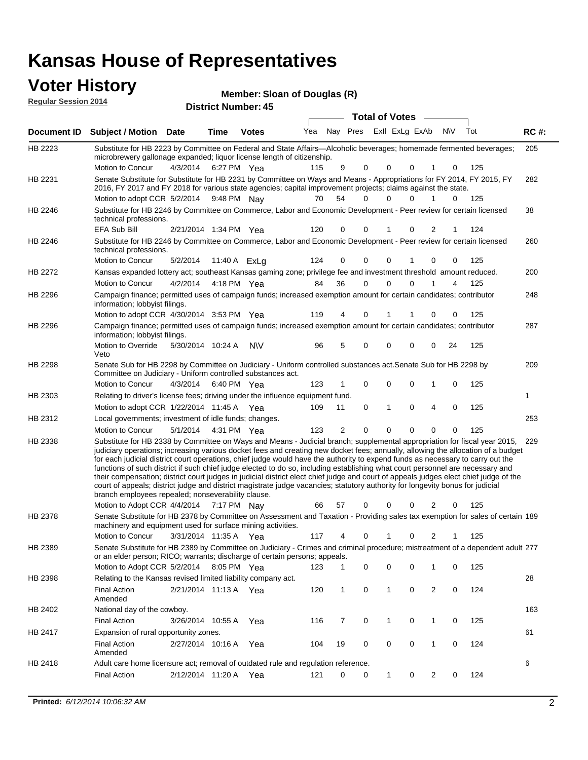# Kansas House of Representatives

## Voter History

**Regular Session 2014**

**Member: Sloan of Douglas (R)**

**District Number: 45**

| Document ID | Subject / Motion | Date | Time | Votes | Yea | Nay | Pres | ExlI | ExLg | ExAb | N\V | Tot | RC #: |
|---|---|---|---|---|---|---|---|---|---|---|---|---|---|
| HB 2223 | Substitute for HB 2223 by Committee on Federal and State Affairs—Alcoholic beverages; homemade fermented beverages; microbrewery gallonage expanded; liquor license length of citizenship. | | | | | | | | | | | | 205 |
| | Motion to Concur | 4/3/2014 | 6:27 PM | Yea | 115 | 9 | 0 | 0 | 0 | 1 | 0 | 125 | |
| HB 2231 | Senate Substitute for Substitute for HB 2231 by Committee on Ways and Means - Appropriations for FY 2014, FY 2015, FY 2016, FY 2017 and FY 2018 for various state agencies; capital improvement projects; claims against the state. | | | | | | | | | | | | 282 |
| | Motion to adopt CCR | 5/2/2014 | 9:48 PM | Nay | 70 | 54 | 0 | 0 | 0 | 1 | 0 | 125 | |
| HB 2246 | Substitute for HB 2246 by Committee on Commerce, Labor and Economic Development - Peer review for certain licensed technical professions. | | | | | | | | | | | | 38 |
| | EFA Sub Bill | 2/21/2014 | 1:34 PM | Yea | 120 | 0 | 0 | 1 | 0 | 2 | 1 | 124 | |
| HB 2246 | Substitute for HB 2246 by Committee on Commerce, Labor and Economic Development - Peer review for certain licensed technical professions. | | | | | | | | | | | | 260 |
| | Motion to Concur | 5/2/2014 | 11:40 A | ExLg | 124 | 0 | 0 | 0 | 1 | 0 | 0 | 125 | |
| HB 2272 | Kansas expanded lottery act; southeast Kansas gaming zone; privilege fee and investment threshold amount reduced. | | | | | | | | | | | | 200 |
| | Motion to Concur | 4/2/2014 | 4:18 PM | Yea | 84 | 36 | 0 | 0 | 0 | 1 | 4 | 125 | |
| HB 2296 | Campaign finance; permitted uses of campaign funds; increased exemption amount for certain candidates; contributor information; lobbyist filings. | | | | | | | | | | | | 248 |
| | Motion to adopt CCR | 4/30/2014 | 3:53 PM | Yea | 119 | 4 | 0 | 1 | 1 | 0 | 0 | 125 | |
| HB 2296 | Campaign finance; permitted uses of campaign funds; increased exemption amount for certain candidates; contributor information; lobbyist filings. | | | | | | | | | | | | 287 |
| | Motion to Override Veto | 5/30/2014 | 10:24 A | N\V | 96 | 5 | 0 | 0 | 0 | 0 | 24 | 125 | |
| HB 2298 | Senate Sub for HB 2298 by Committee on Judiciary - Uniform controlled substances act.Senate Sub for HB 2298 by Committee on Judiciary - Uniform controlled substances act. | | | | | | | | | | | | 209 |
| | Motion to Concur | 4/3/2014 | 6:40 PM | Yea | 123 | 1 | 0 | 0 | 0 | 1 | 0 | 125 | |
| HB 2303 | Relating to driver's license fees; driving under the influence equipment fund. | | | | | | | | | | | | 1 |
| | Motion to adopt CCR | 1/22/2014 | 11:45 A | Yea | 109 | 11 | 0 | 1 | 0 | 4 | 0 | 125 | |
| HB 2312 | Local governments; investment of idle funds; changes. | | | | | | | | | | | | 253 |
| | Motion to Concur | 5/1/2014 | 4:31 PM | Yea | 123 | 2 | 0 | 0 | 0 | 0 | 0 | 125 | |
| HB 2338 | Substitute for HB 2338 by Committee on Ways and Means - Judicial branch; supplemental appropriation for fiscal year 2015, judiciary operations; increasing various docket fees and creating new docket fees; annually, allowing the allocation of a budget for each judicial district court operations, chief judge would have the authority to expend funds as necessary to carry out the functions of such district if such chief judge elected to do so, including establishing what court personnel are necessary and their compensation; district court judges in judicial district elect chief judge and court of appeals judges elect chief judge of the court of appeals; district judge and district magistrate judge vacancies; statutory authority for longevity bonus for judicial branch employees repealed; nonseverability clause. | | | | | | | | | | | | 229 |
| | Motion to Adopt CCR | 4/4/2014 | 7:17 PM | Nay | 66 | 57 | 0 | 0 | 0 | 2 | 0 | 125 | |
| HB 2378 | Senate Substitute for HB 2378 by Committee on Assessment and Taxation - Providing sales tax exemption for sales of certain machinery and equipment used for surface mining activities. | | | | | | | | | | | | 189 |
| | Motion to Concur | 3/31/2014 | 11:35 A | Yea | 117 | 4 | 0 | 1 | 0 | 2 | 1 | 125 | |
| HB 2389 | Senate Substitute for HB 2389 by Committee on Judiciary - Crimes and criminal procedure; mistreatment of a dependent adult or an elder person; RICO; warrants; discharge of certain persons; appeals. | | | | | | | | | | | | 277 |
| | Motion to Adopt CCR | 5/2/2014 | 8:05 PM | Yea | 123 | 1 | 0 | 0 | 0 | 1 | 0 | 125 | |
| HB 2398 | Relating to the Kansas revised limited liability company act. | | | | | | | | | | | | 28 |
| | Final Action Amended | 2/21/2014 | 11:13 A | Yea | 120 | 1 | 0 | 1 | 0 | 2 | 0 | 124 | |
| HB 2402 | National day of the cowboy. | | | | | | | | | | | | 163 |
| | Final Action | 3/26/2014 | 10:55 A | Yea | 116 | 7 | 0 | 1 | 0 | 1 | 0 | 125 | |
| HB 2417 | Expansion of rural opportunity zones. | | | | | | | | | | | | 61 |
| | Final Action Amended | 2/27/2014 | 10:16 A | Yea | 104 | 19 | 0 | 0 | 0 | 1 | 0 | 124 | |
| HB 2418 | Adult care home licensure act; removal of outdated rule and regulation reference. | | | | | | | | | | | | 6 |
| | Final Action | 2/12/2014 | 11:20 A | Yea | 121 | 0 | 0 | 1 | 0 | 2 | 0 | 124 | |

**Printed:** *6/12/2014 10:06:32 AM*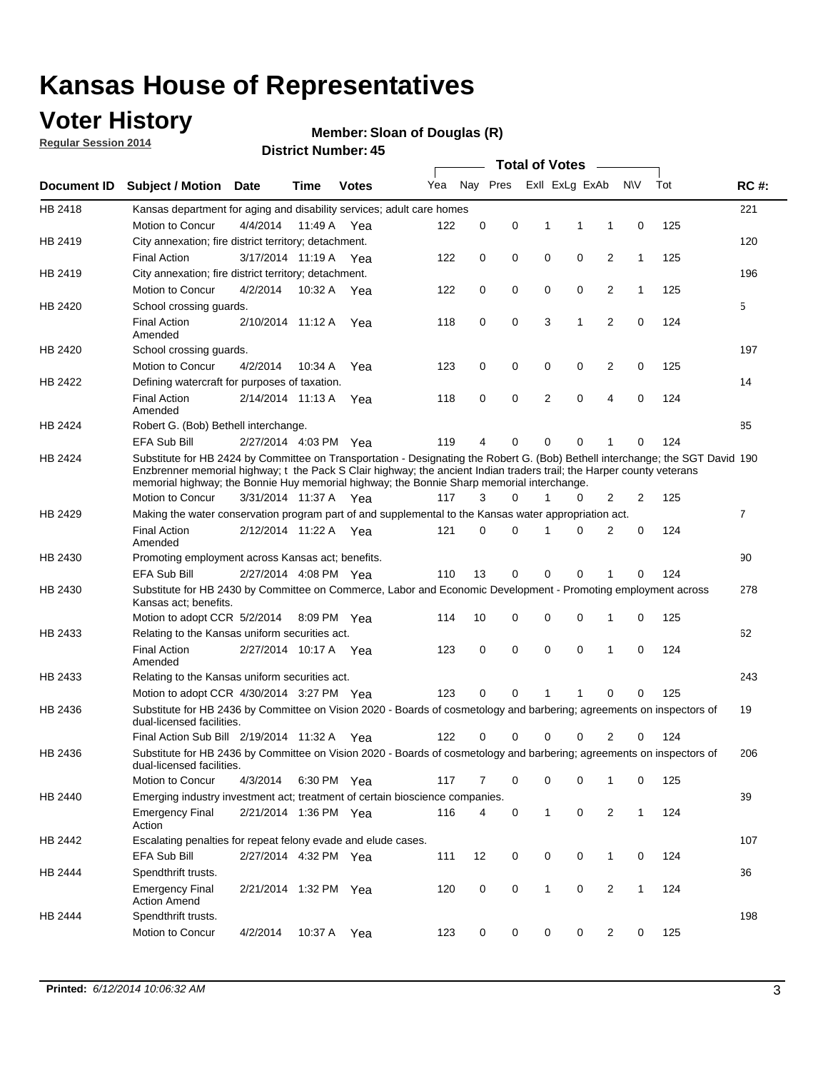# Kansas House of Representatives

## Voter History

**Regular Session 2014**

**Member: Sloan of Douglas (R)**

**District Number: 45**

| Document ID | Subject / Motion | Date | Time | Votes | Yea | Nay | Pres | ExII | ExLg | ExAb | N\V | Tot | RC #: |
|---|---|---|---|---|---|---|---|---|---|---|---|---|---|
| HB 2418 | Kansas department for aging and disability services; adult care homes | | | | | | | | | | | | 221 |
| | Motion to Concur | 4/4/2014 | 11:49 A | Yea | 122 | 0 | 0 | 1 | 1 | 1 | 0 | 125 | |
| HB 2419 | City annexation; fire district territory; detachment. | | | | | | | | | | | | 120 |
| | Final Action | 3/17/2014 | 11:19 A | Yea | 122 | 0 | 0 | 0 | 0 | 2 | 1 | 125 | |
| HB 2419 | City annexation; fire district territory; detachment. | | | | | | | | | | | | 196 |
| | Motion to Concur | 4/2/2014 | 10:32 A | Yea | 122 | 0 | 0 | 0 | 0 | 2 | 1 | 125 | |
| HB 2420 | School crossing guards. | | | | | | | | | | | | 5 |
| | Final Action Amended | 2/10/2014 | 11:12 A | Yea | 118 | 0 | 0 | 3 | 1 | 2 | 0 | 124 | |
| HB 2420 | School crossing guards. | | | | | | | | | | | | 197 |
| | Motion to Concur | 4/2/2014 | 10:34 A | Yea | 123 | 0 | 0 | 0 | 0 | 2 | 0 | 125 | |
| HB 2422 | Defining watercraft for purposes of taxation. | | | | | | | | | | | | 14 |
| | Final Action Amended | 2/14/2014 | 11:13 A | Yea | 118 | 0 | 0 | 2 | 0 | 4 | 0 | 124 | |
| HB 2424 | Robert G. (Bob) Bethell interchange. | | | | | | | | | | | | 85 |
| | EFA Sub Bill | 2/27/2014 | 4:03 PM | Yea | 119 | 4 | 0 | 0 | 0 | 1 | 0 | 124 | |
| HB 2424 | Substitute for HB 2424 by Committee on Transportation - Designating the Robert G. (Bob) Bethell interchange; the SGT David Enzbrenner memorial highway; t the Pack S Clair highway; the ancient Indian traders trail; the Harper county veterans memorial highway; the Bonnie Huy memorial highway; the Bonnie Sharp memorial interchange. | | | | | | | | | | | | 190 |
| | Motion to Concur | 3/31/2014 | 11:37 A | Yea | 117 | 3 | 0 | 1 | 0 | 2 | 2 | 125 | |
| HB 2429 | Making the water conservation program part of and supplemental to the Kansas water appropriation act. | | | | | | | | | | | | 7 |
| | Final Action Amended | 2/12/2014 | 11:22 A | Yea | 121 | 0 | 0 | 1 | 0 | 2 | 0 | 124 | |
| HB 2430 | Promoting employment across Kansas act; benefits. | | | | | | | | | | | | 90 |
| | EFA Sub Bill | 2/27/2014 | 4:08 PM | Yea | 110 | 13 | 0 | 0 | 0 | 1 | 0 | 124 | |
| HB 2430 | Substitute for HB 2430 by Committee on Commerce, Labor and Economic Development - Promoting employment across Kansas act; benefits. | | | | | | | | | | | | 278 |
| | Motion to adopt CCR | 5/2/2014 | 8:09 PM | Yea | 114 | 10 | 0 | 0 | 0 | 1 | 0 | 125 | |
| HB 2433 | Relating to the Kansas uniform securities act. | | | | | | | | | | | | 62 |
| | Final Action Amended | 2/27/2014 | 10:17 A | Yea | 123 | 0 | 0 | 0 | 0 | 1 | 0 | 124 | |
| HB 2433 | Relating to the Kansas uniform securities act. | | | | | | | | | | | | 243 |
| | Motion to adopt CCR | 4/30/2014 | 3:27 PM | Yea | 123 | 0 | 0 | 1 | 1 | 0 | 0 | 125 | |
| HB 2436 | Substitute for HB 2436 by Committee on Vision 2020 - Boards of cosmetology and barbering; agreements on inspectors of dual-licensed facilities. | | | | | | | | | | | | 19 |
| | Final Action Sub Bill | 2/19/2014 | 11:32 A | Yea | 122 | 0 | 0 | 0 | 0 | 2 | 0 | 124 | |
| HB 2436 | Substitute for HB 2436 by Committee on Vision 2020 - Boards of cosmetology and barbering; agreements on inspectors of dual-licensed facilities. | | | | | | | | | | | | 206 |
| | Motion to Concur | 4/3/2014 | 6:30 PM | Yea | 117 | 7 | 0 | 0 | 0 | 1 | 0 | 125 | |
| HB 2440 | Emerging industry investment act; treatment of certain bioscience companies. | | | | | | | | | | | | 39 |
| | Emergency Final Action | 2/21/2014 | 1:36 PM | Yea | 116 | 4 | 0 | 1 | 0 | 2 | 1 | 124 | |
| HB 2442 | Escalating penalties for repeat felony evade and elude cases. | | | | | | | | | | | | 107 |
| | EFA Sub Bill | 2/27/2014 | 4:32 PM | Yea | 111 | 12 | 0 | 0 | 0 | 1 | 0 | 124 | |
| HB 2444 | Spendthrift trusts. | | | | | | | | | | | | 36 |
| | Emergency Final Action Amend | 2/21/2014 | 1:32 PM | Yea | 120 | 0 | 0 | 1 | 0 | 2 | 1 | 124 | |
| HB 2444 | Spendthrift trusts. | | | | | | | | | | | | 198 |
| | Motion to Concur | 4/2/2014 | 10:37 A | Yea | 123 | 0 | 0 | 0 | 0 | 2 | 0 | 125 | |

**Printed:** *6/12/2014 10:06:32 AM*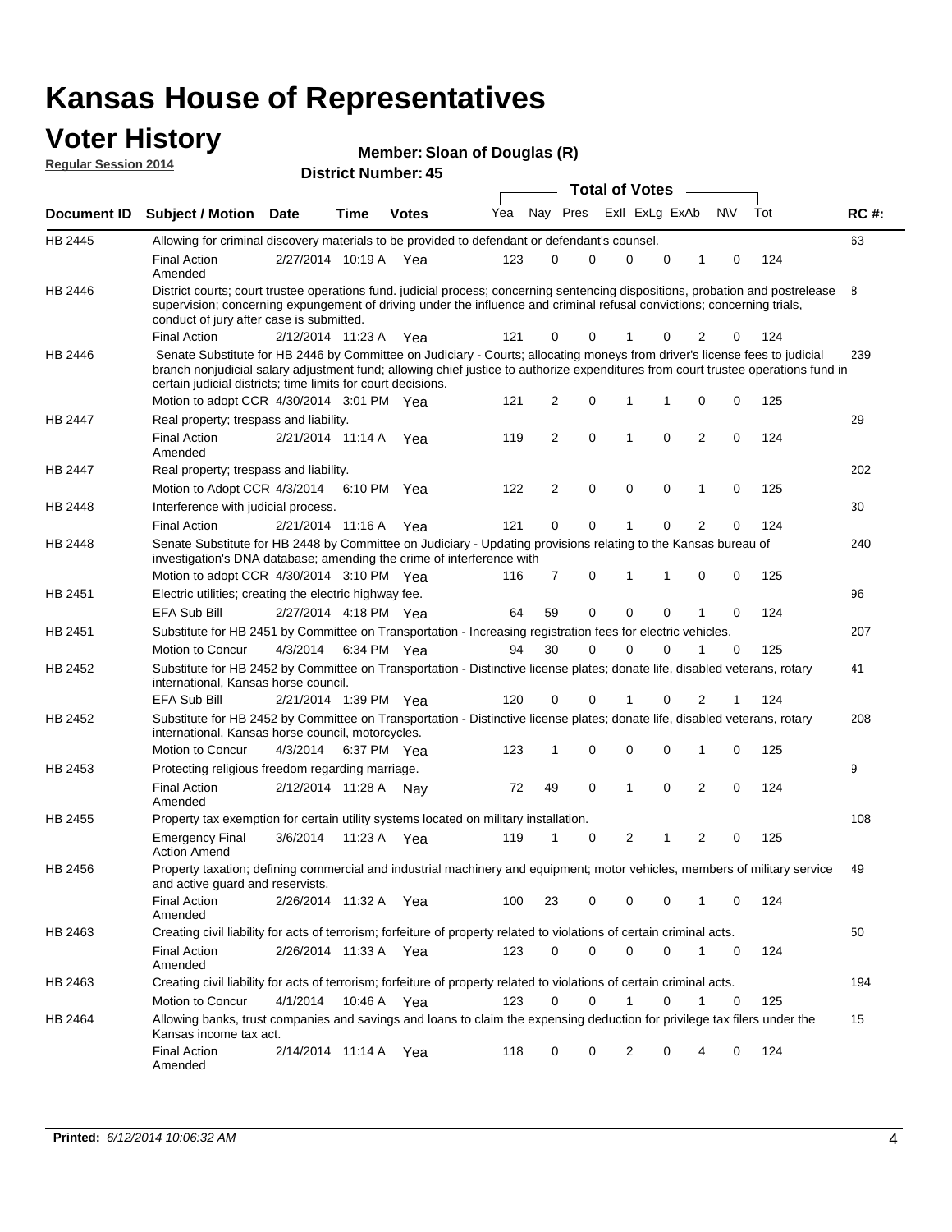# Kansas House of Representatives

## Voter History

**Regular Session 2014**

**Member: Sloan of Douglas (R)**

**District Number: 45**

| Document ID | Subject / Motion | Date | Time | Votes | Yea | Nay | Pres | ExII | ExLg | ExAb | N\V | Tot | RC #: |
|---|---|---|---|---|---|---|---|---|---|---|---|---|---|
| HB 2445 | Allowing for criminal discovery materials to be provided to defendant or defendant's counsel. | | | | | | | | | | | | 63 |
| | Final Action Amended | 2/27/2014 | 10:19 A | Yea | 123 | 0 | 0 | 0 | 0 | 1 | 0 | 124 | |
| HB 2446 | District courts; court trustee operations fund. judicial process; concerning sentencing dispositions, probation and postrelease supervision; concerning expungement of driving under the influence and criminal refusal convictions; concerning trials, conduct of jury after case is submitted. | | | | | | | | | | | | 8 |
| | Final Action | 2/12/2014 | 11:23 A | Yea | 121 | 0 | 0 | 1 | 0 | 2 | 0 | 124 | |
| HB 2446 | Senate Substitute for HB 2446 by Committee on Judiciary - Courts; allocating moneys from driver's license fees to judicial branch nonjudicial salary adjustment fund; allowing chief justice to authorize expenditures from court trustee operations fund in certain judicial districts; time limits for court decisions. | | | | | | | | | | | | 239 |
| | Motion to adopt CCR | 4/30/2014 | 3:01 PM | Yea | 121 | 2 | 0 | 1 | 1 | 0 | 0 | 125 | |
| HB 2447 | Real property; trespass and liability. | | | | | | | | | | | | 29 |
| | Final Action Amended | 2/21/2014 | 11:14 A | Yea | 119 | 2 | 0 | 1 | 0 | 2 | 0 | 124 | |
| HB 2447 | Real property; trespass and liability. | | | | | | | | | | | | 202 |
| | Motion to Adopt CCR | 4/3/2014 | 6:10 PM | Yea | 122 | 2 | 0 | 0 | 0 | 1 | 0 | 125 | |
| HB 2448 | Interference with judicial process. | | | | | | | | | | | | 30 |
| | Final Action | 2/21/2014 | 11:16 A | Yea | 121 | 0 | 0 | 1 | 0 | 2 | 0 | 124 | |
| HB 2448 | Senate Substitute for HB 2448 by Committee on Judiciary - Updating provisions relating to the Kansas bureau of investigation's DNA database; amending the crime of interference with | | | | | | | | | | | | 240 |
| | Motion to adopt CCR | 4/30/2014 | 3:10 PM | Yea | 116 | 7 | 0 | 1 | 1 | 0 | 0 | 125 | |
| HB 2451 | Electric utilities; creating the electric highway fee. | | | | | | | | | | | | 96 |
| | EFA Sub Bill | 2/27/2014 | 4:18 PM | Yea | 64 | 59 | 0 | 0 | 0 | 1 | 0 | 124 | |
| HB 2451 | Substitute for HB 2451 by Committee on Transportation - Increasing registration fees for electric vehicles. | | | | | | | | | | | | 207 |
| | Motion to Concur | 4/3/2014 | 6:34 PM | Yea | 94 | 30 | 0 | 0 | 0 | 1 | 0 | 125 | |
| HB 2452 | Substitute for HB 2452 by Committee on Transportation - Distinctive license plates; donate life, disabled veterans, rotary international, Kansas horse council. | | | | | | | | | | | | 41 |
| | EFA Sub Bill | 2/21/2014 | 1:39 PM | Yea | 120 | 0 | 0 | 1 | 0 | 2 | 1 | 124 | |
| HB 2452 | Substitute for HB 2452 by Committee on Transportation - Distinctive license plates; donate life, disabled veterans, rotary international, Kansas horse council, motorcycles. | | | | | | | | | | | | 208 |
| | Motion to Concur | 4/3/2014 | 6:37 PM | Yea | 123 | 1 | 0 | 0 | 0 | 1 | 0 | 125 | |
| HB 2453 | Protecting religious freedom regarding marriage. | | | | | | | | | | | | 9 |
| | Final Action Amended | 2/12/2014 | 11:28 A | Nay | 72 | 49 | 0 | 1 | 0 | 2 | 0 | 124 | |
| HB 2455 | Property tax exemption for certain utility systems located on military installation. | | | | | | | | | | | | 108 |
| | Emergency Final Action Amend | 3/6/2014 | 11:23 A | Yea | 119 | 1 | 0 | 2 | 1 | 2 | 0 | 125 | |
| HB 2456 | Property taxation; defining commercial and industrial machinery and equipment; motor vehicles, members of military service and active guard and reservists. | | | | | | | | | | | | 49 |
| | Final Action Amended | 2/26/2014 | 11:32 A | Yea | 100 | 23 | 0 | 0 | 0 | 1 | 0 | 124 | |
| HB 2463 | Creating civil liability for acts of terrorism; forfeiture of property related to violations of certain criminal acts. | | | | | | | | | | | | 50 |
| | Final Action Amended | 2/26/2014 | 11:33 A | Yea | 123 | 0 | 0 | 0 | 0 | 1 | 0 | 124 | |
| HB 2463 | Creating civil liability for acts of terrorism; forfeiture of property related to violations of certain criminal acts. | | | | | | | | | | | | 194 |
| | Motion to Concur | 4/1/2014 | 10:46 A | Yea | 123 | 0 | 0 | 1 | 0 | 1 | 0 | 125 | |
| HB 2464 | Allowing banks, trust companies and savings and loans to claim the expensing deduction for privilege tax filers under the Kansas income tax act. | | | | | | | | | | | | 15 |
| | Final Action Amended | 2/14/2014 | 11:14 A | Yea | 118 | 0 | 0 | 2 | 0 | 4 | 0 | 124 | |

**Printed:** *6/12/2014 10:06:32 AM*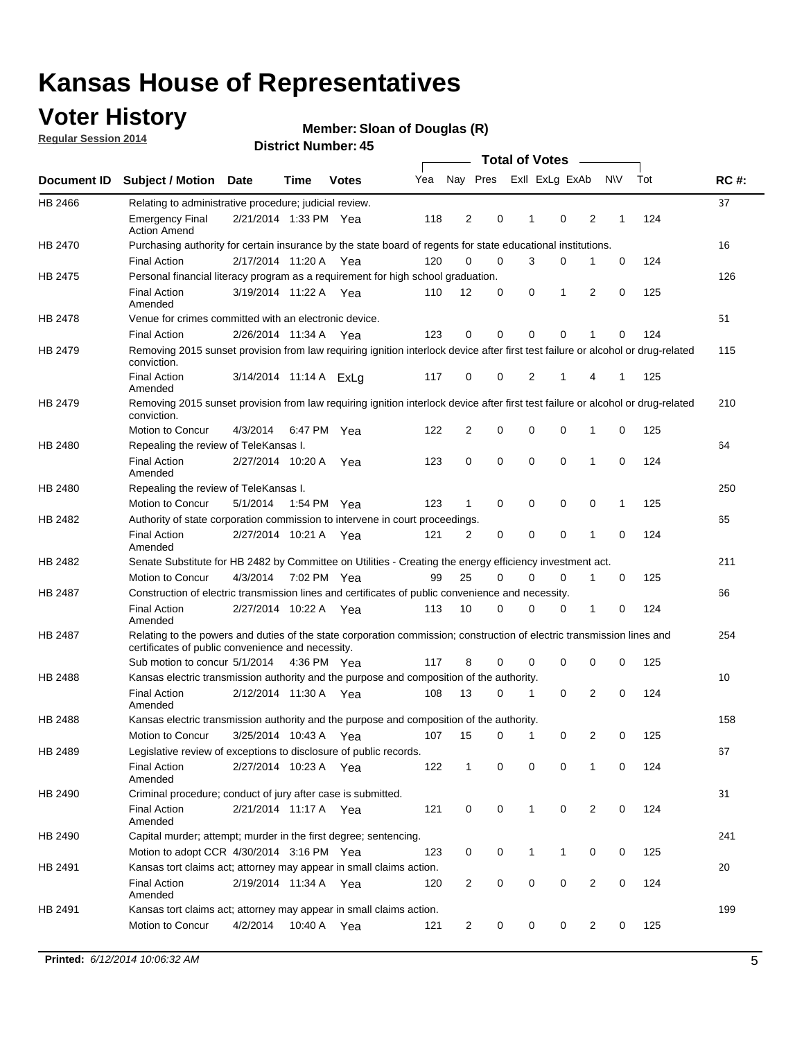# Kansas House of Representatives

## Voter History

**Regular Session 2014**

**Member: Sloan of Douglas (R)**

**District Number: 45**

| Document ID | Subject / Motion | Date | Time | Votes | Yea | Nay | Pres | ExII | ExLg | ExAb | N\V | Tot | RC #: |
|---|---|---|---|---|---|---|---|---|---|---|---|---|---|
| HB 2466 | Relating to administrative procedure; judicial review. | | | | | | | | | | | | 37 |
| | Emergency Final Action Amend | 2/21/2014 | 1:33 PM | Yea | 118 | 2 | 0 | 1 | 0 | 2 | 1 | 124 | |
| HB 2470 | Purchasing authority for certain insurance by the state board of regents for state educational institutions. | | | | | | | | | | | | 16 |
| | Final Action | 2/17/2014 | 11:20 A | Yea | 120 | 0 | 0 | 3 | 0 | 1 | 0 | 124 | |
| HB 2475 | Personal financial literacy program as a requirement for high school graduation. | | | | | | | | | | | | 126 |
| | Final Action Amended | 3/19/2014 | 11:22 A | Yea | 110 | 12 | 0 | 0 | 1 | 2 | 0 | 125 | |
| HB 2478 | Venue for crimes committed with an electronic device. | | | | | | | | | | | | 51 |
| | Final Action | 2/26/2014 | 11:34 A | Yea | 123 | 0 | 0 | 0 | 0 | 1 | 0 | 124 | |
| HB 2479 | Removing 2015 sunset provision from law requiring ignition interlock device after first test failure or alcohol or drug-related conviction. | | | | | | | | | | | | 115 |
| | Final Action Amended | 3/14/2014 | 11:14 A | ExLg | 117 | 0 | 0 | 2 | 1 | 4 | 1 | 125 | |
| HB 2479 | Removing 2015 sunset provision from law requiring ignition interlock device after first test failure or alcohol or drug-related conviction. | | | | | | | | | | | | 210 |
| | Motion to Concur | 4/3/2014 | 6:47 PM | Yea | 122 | 2 | 0 | 0 | 0 | 1 | 0 | 125 | |
| HB 2480 | Repealing the review of TeleKansas I. | | | | | | | | | | | | 64 |
| | Final Action Amended | 2/27/2014 | 10:20 A | Yea | 123 | 0 | 0 | 0 | 0 | 1 | 0 | 124 | |
| HB 2480 | Repealing the review of TeleKansas I. | | | | | | | | | | | | 250 |
| | Motion to Concur | 5/1/2014 | 1:54 PM | Yea | 123 | 1 | 0 | 0 | 0 | 0 | 1 | 125 | |
| HB 2482 | Authority of state corporation commission to intervene in court proceedings. | | | | | | | | | | | | 65 |
| | Final Action Amended | 2/27/2014 | 10:21 A | Yea | 121 | 2 | 0 | 0 | 0 | 1 | 0 | 124 | |
| HB 2482 | Senate Substitute for HB 2482 by Committee on Utilities - Creating the energy efficiency investment act. | | | | | | | | | | | | 211 |
| | Motion to Concur | 4/3/2014 | 7:02 PM | Yea | 99 | 25 | 0 | 0 | 0 | 1 | 0 | 125 | |
| HB 2487 | Construction of electric transmission lines and certificates of public convenience and necessity. | | | | | | | | | | | | 66 |
| | Final Action Amended | 2/27/2014 | 10:22 A | Yea | 113 | 10 | 0 | 0 | 0 | 1 | 0 | 124 | |
| HB 2487 | Relating to the powers and duties of the state corporation commission; construction of electric transmission lines and certificates of public convenience and necessity. | | | | | | | | | | | | 254 |
| | Sub motion to concur | 5/1/2014 | 4:36 PM | Yea | 117 | 8 | 0 | 0 | 0 | 0 | 0 | 125 | |
| HB 2488 | Kansas electric transmission authority and the purpose and composition of the authority. | | | | | | | | | | | | 10 |
| | Final Action Amended | 2/12/2014 | 11:30 A | Yea | 108 | 13 | 0 | 1 | 0 | 2 | 0 | 124 | |
| HB 2488 | Kansas electric transmission authority and the purpose and composition of the authority. | | | | | | | | | | | | 158 |
| | Motion to Concur | 3/25/2014 | 10:43 A | Yea | 107 | 15 | 0 | 1 | 0 | 2 | 0 | 125 | |
| HB 2489 | Legislative review of exceptions to disclosure of public records. | | | | | | | | | | | | 67 |
| | Final Action Amended | 2/27/2014 | 10:23 A | Yea | 122 | 1 | 0 | 0 | 0 | 1 | 0 | 124 | |
| HB 2490 | Criminal procedure; conduct of jury after case is submitted. | | | | | | | | | | | | 31 |
| | Final Action Amended | 2/21/2014 | 11:17 A | Yea | 121 | 0 | 0 | 1 | 0 | 2 | 0 | 124 | |
| HB 2490 | Capital murder; attempt; murder in the first degree; sentencing. | | | | | | | | | | | | 241 |
| | Motion to adopt CCR | 4/30/2014 | 3:16 PM | Yea | 123 | 0 | 0 | 1 | 1 | 0 | 0 | 125 | |
| HB 2491 | Kansas tort claims act; attorney may appear in small claims action. | | | | | | | | | | | | 20 |
| | Final Action Amended | 2/19/2014 | 11:34 A | Yea | 120 | 2 | 0 | 0 | 0 | 2 | 0 | 124 | |
| HB 2491 | Kansas tort claims act; attorney may appear in small claims action. | | | | | | | | | | | | 199 |
| | Motion to Concur | 4/2/2014 | 10:40 A | Yea | 121 | 2 | 0 | 0 | 0 | 2 | 0 | 125 | |

**Printed:** *6/12/2014 10:06:32 AM*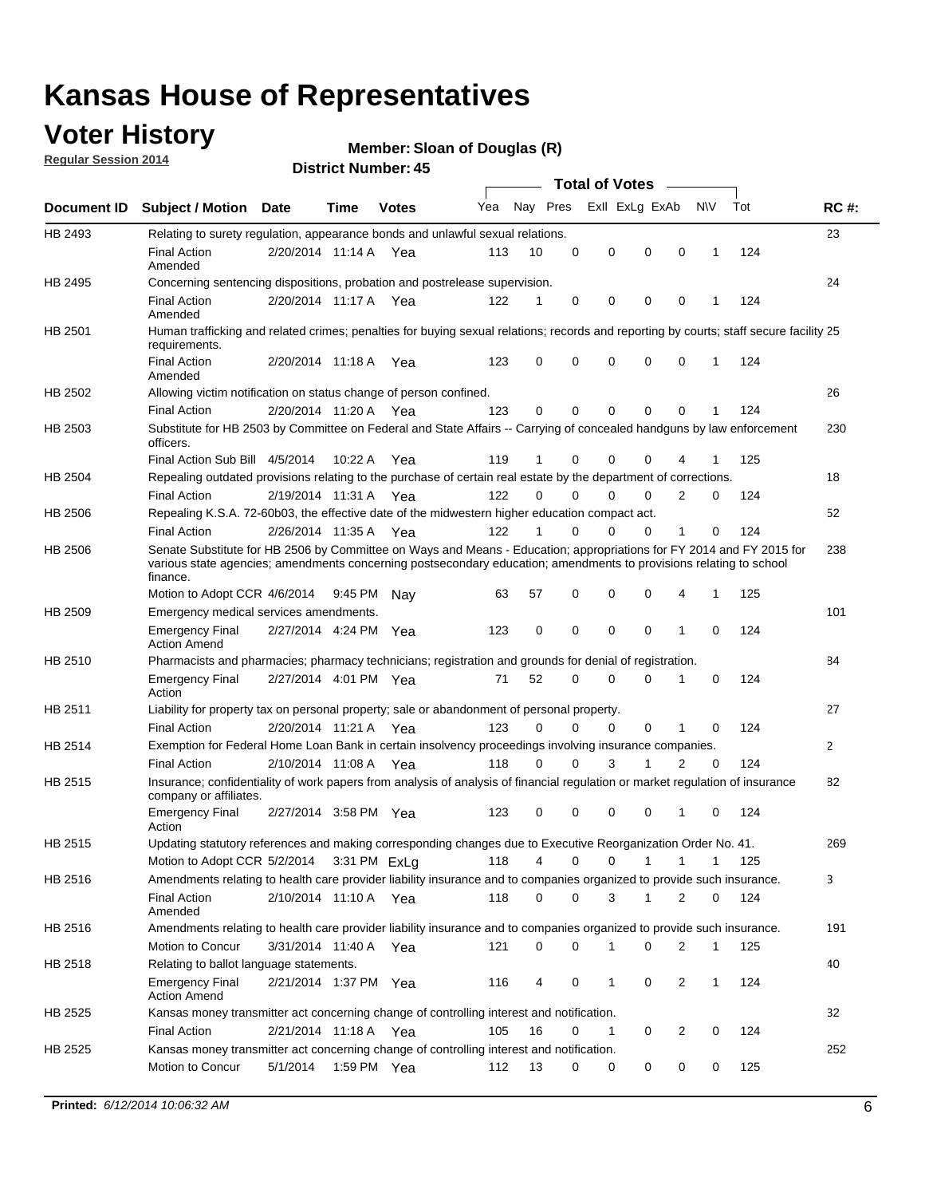# Kansas House of Representatives

## Voter History

**Regular Session 2014**

**Member: Sloan of Douglas (R)**

**District Number: 45**

| Document ID | Subject / Motion | Date | Time | Votes | Yea | Nay | Pres | ExII | ExLg | ExAb | N\V | Tot | RC #: |
|---|---|---|---|---|---|---|---|---|---|---|---|---|---|
| HB 2493 | Relating to surety regulation, appearance bonds and unlawful sexual relations. | | | | | | | | | | | | 23 |
| | Final Action Amended | 2/20/2014 | 11:14 A | Yea | 113 | 10 | 0 | 0 | 0 | 0 | 1 | 124 | |
| HB 2495 | Concerning sentencing dispositions, probation and postrelease supervision. | | | | | | | | | | | | 24 |
| | Final Action Amended | 2/20/2014 | 11:17 A | Yea | 122 | 1 | 0 | 0 | 0 | 0 | 1 | 124 | |
| HB 2501 | Human trafficking and related crimes; penalties for buying sexual relations; records and reporting by courts; staff secure facility requirements. | | | | | | | | | | | | 25 |
| | Final Action Amended | 2/20/2014 | 11:18 A | Yea | 123 | 0 | 0 | 0 | 0 | 0 | 1 | 124 | |
| HB 2502 | Allowing victim notification on status change of person confined. | | | | | | | | | | | | 26 |
| | Final Action | 2/20/2014 | 11:20 A | Yea | 123 | 0 | 0 | 0 | 0 | 0 | 1 | 124 | |
| HB 2503 | Substitute for HB 2503 by Committee on Federal and State Affairs -- Carrying of concealed handguns by law enforcement officers. | | | | | | | | | | | | 230 |
| | Final Action Sub Bill | 4/5/2014 | 10:22 A | Yea | 119 | 1 | 0 | 0 | 0 | 4 | 1 | 125 | |
| HB 2504 | Repealing outdated provisions relating to the purchase of certain real estate by the department of corrections. | | | | | | | | | | | | 18 |
| | Final Action | 2/19/2014 | 11:31 A | Yea | 122 | 0 | 0 | 0 | 0 | 2 | 0 | 124 | |
| HB 2506 | Repealing K.S.A. 72-60b03, the effective date of the midwestern higher education compact act. | | | | | | | | | | | | 52 |
| | Final Action | 2/26/2014 | 11:35 A | Yea | 122 | 1 | 0 | 0 | 0 | 1 | 0 | 124 | |
| HB 2506 | Senate Substitute for HB 2506 by Committee on Ways and Means - Education; appropriations for FY 2014 and FY 2015 for various state agencies; amendments concerning postsecondary education; amendments to provisions relating to school finance. | | | | | | | | | | | | 238 |
| | Motion to Adopt CCR | 4/6/2014 | 9:45 PM | Nay | 63 | 57 | 0 | 0 | 0 | 4 | 1 | 125 | |
| HB 2509 | Emergency medical services amendments. | | | | | | | | | | | | 101 |
| | Emergency Final Action Amend | 2/27/2014 | 4:24 PM | Yea | 123 | 0 | 0 | 0 | 0 | 1 | 0 | 124 | |
| HB 2510 | Pharmacists and pharmacies; pharmacy technicians; registration and grounds for denial of registration. | | | | | | | | | | | | 84 |
| | Emergency Final Action | 2/27/2014 | 4:01 PM | Yea | 71 | 52 | 0 | 0 | 0 | 1 | 0 | 124 | |
| HB 2511 | Liability for property tax on personal property; sale or abandonment of personal property. | | | | | | | | | | | | 27 |
| | Final Action | 2/20/2014 | 11:21 A | Yea | 123 | 0 | 0 | 0 | 0 | 1 | 0 | 124 | |
| HB 2514 | Exemption for Federal Home Loan Bank in certain insolvency proceedings involving insurance companies. | | | | | | | | | | | | 2 |
| | Final Action | 2/10/2014 | 11:08 A | Yea | 118 | 0 | 0 | 3 | 1 | 2 | 0 | 124 | |
| HB 2515 | Insurance; confidentiality of work papers from analysis of analysis of financial regulation or market regulation of insurance company or affiliates. | | | | | | | | | | | | 82 |
| | Emergency Final Action | 2/27/2014 | 3:58 PM | Yea | 123 | 0 | 0 | 0 | 0 | 1 | 0 | 124 | |
| HB 2515 | Updating statutory references and making corresponding changes due to Executive Reorganization Order No. 41. | | | | | | | | | | | | 269 |
| | Motion to Adopt CCR | 5/2/2014 | 3:31 PM | ExLg | 118 | 4 | 0 | 0 | 1 | 1 | 1 | 125 | |
| HB 2516 | Amendments relating to health care provider liability insurance and to companies organized to provide such insurance. | | | | | | | | | | | | 3 |
| | Final Action Amended | 2/10/2014 | 11:10 A | Yea | 118 | 0 | 0 | 3 | 1 | 2 | 0 | 124 | |
| HB 2516 | Amendments relating to health care provider liability insurance and to companies organized to provide such insurance. | | | | | | | | | | | | 191 |
| | Motion to Concur | 3/31/2014 | 11:40 A | Yea | 121 | 0 | 0 | 1 | 0 | 2 | 1 | 125 | |
| HB 2518 | Relating to ballot language statements. | | | | | | | | | | | | 40 |
| | Emergency Final Action Amend | 2/21/2014 | 1:37 PM | Yea | 116 | 4 | 0 | 1 | 0 | 2 | 1 | 124 | |
| HB 2525 | Kansas money transmitter act concerning change of controlling interest and notification. | | | | | | | | | | | | 32 |
| | Final Action | 2/21/2014 | 11:18 A | Yea | 105 | 16 | 0 | 1 | 0 | 2 | 0 | 124 | |
| HB 2525 | Kansas money transmitter act concerning change of controlling interest and notification. | | | | | | | | | | | | 252 |
| | Motion to Concur | 5/1/2014 | 1:59 PM | Yea | 112 | 13 | 0 | 0 | 0 | 0 | 0 | 125 | |

**Printed:** *6/12/2014 10:06:32 AM*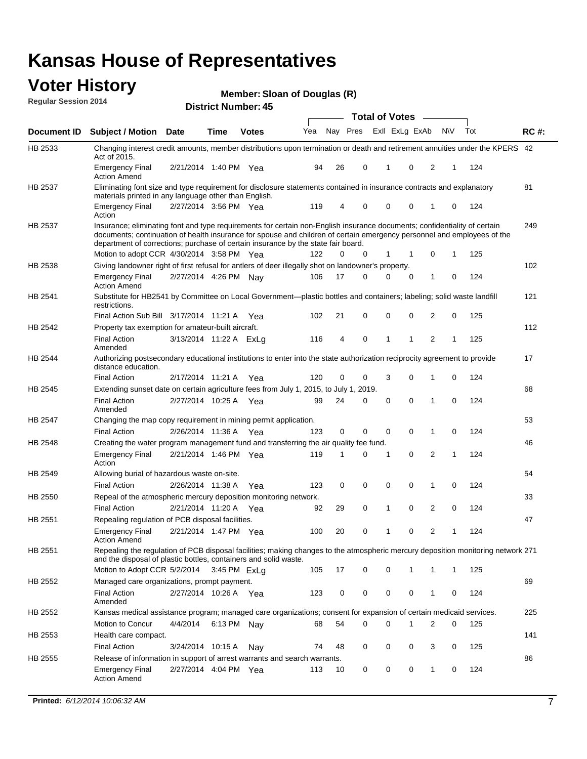# Kansas House of Representatives

## Voter History

**Regular Session 2014**

**Member: Sloan of Douglas (R)**

**District Number: 45**

| Document ID | Subject / Motion | Date | Time | Votes | Yea | Nay | Pres | ExII | ExLg | ExAb | N\V | Tot | RC #: |
|---|---|---|---|---|---|---|---|---|---|---|---|---|---|
| HB 2533 | Changing interest credit amounts, member distributions upon termination or death and retirement annuities under the KPERS Act of 2015. | | | | | | | | | | | | 42 |
| | Emergency Final Action Amend | 2/21/2014 | 1:40 PM | Yea | 94 | 26 | 0 | 1 | 0 | 2 | 1 | 124 | |
| HB 2537 | Eliminating font size and type requirement for disclosure statements contained in insurance contracts and explanatory materials printed in any language other than English. | | | | | | | | | | | | 81 |
| | Emergency Final Action | 2/27/2014 | 3:56 PM | Yea | 119 | 4 | 0 | 0 | 0 | 1 | 0 | 124 | |
| HB 2537 | Insurance; eliminating font and type requirements for certain non-English insurance documents; confidentiality of certain documents; continuation of health insurance for spouse and children of certain emergency personnel and employees of the department of corrections; purchase of certain insurance by the state fair board. | | | | | | | | | | | | 249 |
| | Motion to adopt CCR | 4/30/2014 | 3:58 PM | Yea | 122 | 0 | 0 | 1 | 1 | 0 | 1 | 125 | |
| HB 2538 | Giving landowner right of first refusal for antlers of deer illegally shot on landowner's property. | | | | | | | | | | | | 102 |
| | Emergency Final Action Amend | 2/27/2014 | 4:26 PM | Nay | 106 | 17 | 0 | 0 | 0 | 1 | 0 | 124 | |
| HB 2541 | Substitute for HB2541 by Committee on Local Government—plastic bottles and containers; labeling; solid waste landfill restrictions. | | | | | | | | | | | | 121 |
| | Final Action Sub Bill | 3/17/2014 | 11:21 A | Yea | 102 | 21 | 0 | 0 | 0 | 2 | 0 | 125 | |
| HB 2542 | Property tax exemption for amateur-built aircraft. | | | | | | | | | | | | 112 |
| | Final Action Amended | 3/13/2014 | 11:22 A | ExLg | 116 | 4 | 0 | 1 | 1 | 2 | 1 | 125 | |
| HB 2544 | Authorizing postsecondary educational institutions to enter into the state authorization reciprocity agreement to provide distance education. | | | | | | | | | | | | 17 |
| | Final Action | 2/17/2014 | 11:21 A | Yea | 120 | 0 | 0 | 3 | 0 | 1 | 0 | 124 | |
| HB 2545 | Extending sunset date on certain agriculture fees from July 1, 2015, to July 1, 2019. | | | | | | | | | | | | 68 |
| | Final Action Amended | 2/27/2014 | 10:25 A | Yea | 99 | 24 | 0 | 0 | 0 | 1 | 0 | 124 | |
| HB 2547 | Changing the map copy requirement in mining permit application. | | | | | | | | | | | | 53 |
| | Final Action | 2/26/2014 | 11:36 A | Yea | 123 | 0 | 0 | 0 | 0 | 1 | 0 | 124 | |
| HB 2548 | Creating the water program management fund and transferring the air quality fee fund. | | | | | | | | | | | | 46 |
| | Emergency Final Action | 2/21/2014 | 1:46 PM | Yea | 119 | 1 | 0 | 1 | 0 | 2 | 1 | 124 | |
| HB 2549 | Allowing burial of hazardous waste on-site. | | | | | | | | | | | | 54 |
| | Final Action | 2/26/2014 | 11:38 A | Yea | 123 | 0 | 0 | 0 | 0 | 1 | 0 | 124 | |
| HB 2550 | Repeal of the atmospheric mercury deposition monitoring network. | | | | | | | | | | | | 33 |
| | Final Action | 2/21/2014 | 11:20 A | Yea | 92 | 29 | 0 | 1 | 0 | 2 | 0 | 124 | |
| HB 2551 | Repealing regulation of PCB disposal facilities. | | | | | | | | | | | | 47 |
| | Emergency Final Action Amend | 2/21/2014 | 1:47 PM | Yea | 100 | 20 | 0 | 1 | 0 | 2 | 1 | 124 | |
| HB 2551 | Repealing the regulation of PCB disposal facilities; making changes to the atmospheric mercury deposition monitoring network and the disposal of plastic bottles, containers and solid waste. | | | | | | | | | | | | 271 |
| | Motion to Adopt CCR | 5/2/2014 | 3:45 PM | ExLg | 105 | 17 | 0 | 0 | 1 | 1 | 1 | 125 | |
| HB 2552 | Managed care organizations, prompt payment. | | | | | | | | | | | | 69 |
| | Final Action Amended | 2/27/2014 | 10:26 A | Yea | 123 | 0 | 0 | 0 | 0 | 1 | 0 | 124 | |
| HB 2552 | Kansas medical assistance program; managed care organizations; consent for expansion of certain medicaid services. | | | | | | | | | | | | 225 |
| | Motion to Concur | 4/4/2014 | 6:13 PM | Nay | 68 | 54 | 0 | 0 | 1 | 2 | 0 | 125 | |
| HB 2553 | Health care compact. | | | | | | | | | | | | 141 |
| | Final Action | 3/24/2014 | 10:15 A | Nay | 74 | 48 | 0 | 0 | 0 | 3 | 0 | 125 | |
| HB 2555 | Release of information in support of arrest warrants and search warrants. | | | | | | | | | | | | 86 |
| | Emergency Final Action Amend | 2/27/2014 | 4:04 PM | Yea | 113 | 10 | 0 | 0 | 0 | 1 | 0 | 124 | |

**Printed:** *6/12/2014 10:06:32 AM*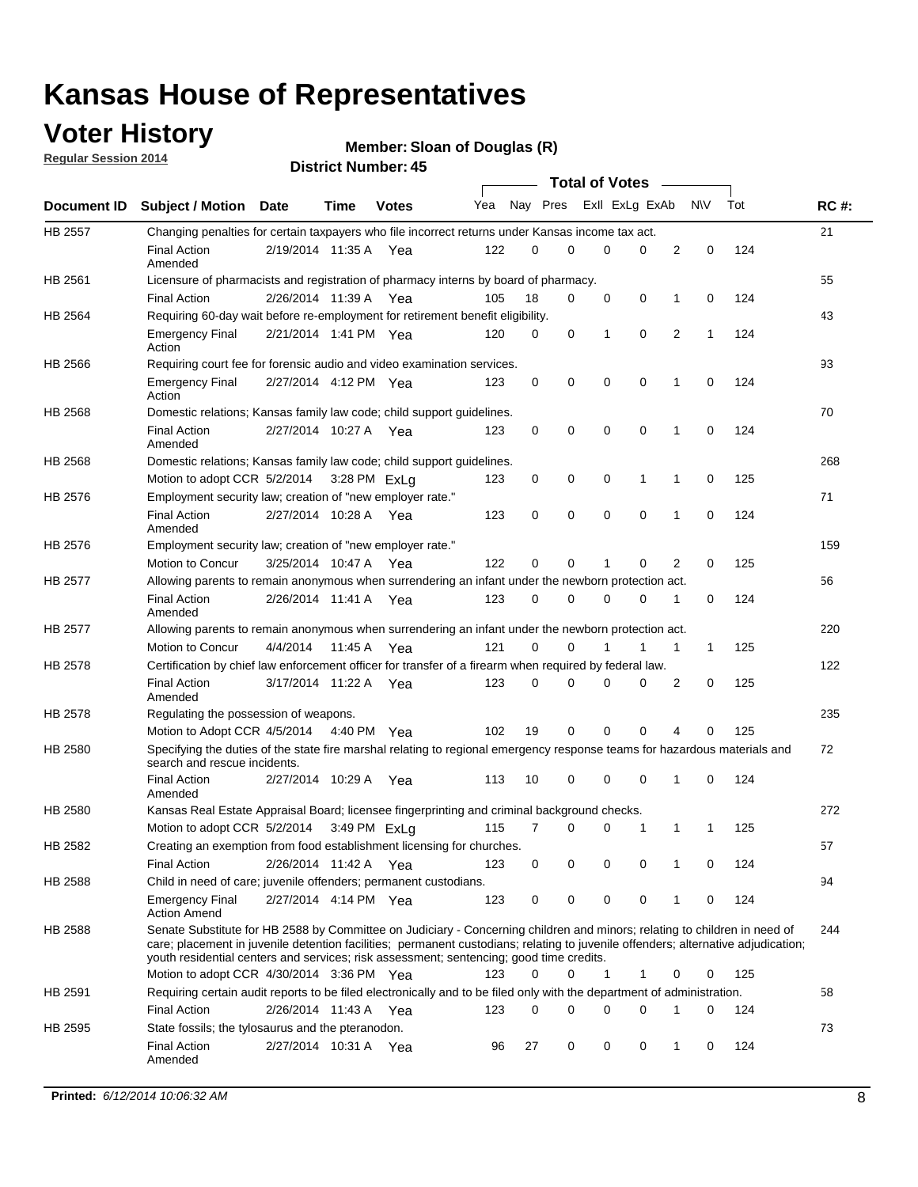# Kansas House of Representatives

## Voter History

**Regular Session 2014**

**Member: Sloan of Douglas (R)**

**District Number: 45**

| Document ID | Subject / Motion | Date | Time | Votes | Yea | Nay | Pres | ExII | ExLg | ExAb | N\V | Tot | RC #: |
|---|---|---|---|---|---|---|---|---|---|---|---|---|---|
| HB 2557 | Changing penalties for certain taxpayers who file incorrect returns under Kansas income tax act. | | | | | | | | | | | | 21 |
| | Final Action Amended | 2/19/2014 | 11:35 A | Yea | 122 | 0 | 0 | 0 | 0 | 2 | 0 | 124 | |
| HB 2561 | Licensure of pharmacists and registration of pharmacy interns by board of pharmacy. | | | | | | | | | | | | 55 |
| | Final Action | 2/26/2014 | 11:39 A | Yea | 105 | 18 | 0 | 0 | 0 | 1 | 0 | 124 | |
| HB 2564 | Requiring 60-day wait before re-employment for retirement benefit eligibility. | | | | | | | | | | | | 43 |
| | Emergency Final Action | 2/21/2014 | 1:41 PM | Yea | 120 | 0 | 0 | 1 | 0 | 2 | 1 | 124 | |
| HB 2566 | Requiring court fee for forensic audio and video examination services. | | | | | | | | | | | | 93 |
| | Emergency Final Action | 2/27/2014 | 4:12 PM | Yea | 123 | 0 | 0 | 0 | 0 | 1 | 0 | 124 | |
| HB 2568 | Domestic relations; Kansas family law code; child support guidelines. | | | | | | | | | | | | 70 |
| | Final Action Amended | 2/27/2014 | 10:27 A | Yea | 123 | 0 | 0 | 0 | 0 | 1 | 0 | 124 | |
| HB 2568 | Domestic relations; Kansas family law code; child support guidelines. | | | | | | | | | | | | 268 |
| | Motion to adopt CCR | 5/2/2014 | 3:28 PM | ExLg | 123 | 0 | 0 | 0 | 1 | 1 | 0 | 125 | |
| HB 2576 | Employment security law; creation of "new employer rate." | | | | | | | | | | | | 71 |
| | Final Action Amended | 2/27/2014 | 10:28 A | Yea | 123 | 0 | 0 | 0 | 0 | 1 | 0 | 124 | |
| HB 2576 | Employment security law; creation of "new employer rate." | | | | | | | | | | | | 159 |
| | Motion to Concur | 3/25/2014 | 10:47 A | Yea | 122 | 0 | 0 | 1 | 0 | 2 | 0 | 125 | |
| HB 2577 | Allowing parents to remain anonymous when surrendering an infant under the newborn protection act. | | | | | | | | | | | | 56 |
| | Final Action Amended | 2/26/2014 | 11:41 A | Yea | 123 | 0 | 0 | 0 | 0 | 1 | 0 | 124 | |
| HB 2577 | Allowing parents to remain anonymous when surrendering an infant under the newborn protection act. | | | | | | | | | | | | 220 |
| | Motion to Concur | 4/4/2014 | 11:45 A | Yea | 121 | 0 | 0 | 1 | 1 | 1 | 1 | 125 | |
| HB 2578 | Certification by chief law enforcement officer for transfer of a firearm when required by federal law. | | | | | | | | | | | | 122 |
| | Final Action Amended | 3/17/2014 | 11:22 A | Yea | 123 | 0 | 0 | 0 | 0 | 2 | 0 | 125 | |
| HB 2578 | Regulating the possession of weapons. | | | | | | | | | | | | 235 |
| | Motion to Adopt CCR | 4/5/2014 | 4:40 PM | Yea | 102 | 19 | 0 | 0 | 0 | 4 | 0 | 125 | |
| HB 2580 | Specifying the duties of the state fire marshal relating to regional emergency response teams for hazardous materials and search and rescue incidents. | | | | | | | | | | | | 72 |
| | Final Action Amended | 2/27/2014 | 10:29 A | Yea | 113 | 10 | 0 | 0 | 0 | 1 | 0 | 124 | |
| HB 2580 | Kansas Real Estate Appraisal Board; licensee fingerprinting and criminal background checks. | | | | | | | | | | | | 272 |
| | Motion to adopt CCR | 5/2/2014 | 3:49 PM | ExLg | 115 | 7 | 0 | 0 | 1 | 1 | 1 | 125 | |
| HB 2582 | Creating an exemption from food establishment licensing for churches. | | | | | | | | | | | | 57 |
| | Final Action | 2/26/2014 | 11:42 A | Yea | 123 | 0 | 0 | 0 | 0 | 1 | 0 | 124 | |
| HB 2588 | Child in need of care; juvenile offenders; permanent custodians. | | | | | | | | | | | | 94 |
| | Emergency Final Action Amend | 2/27/2014 | 4:14 PM | Yea | 123 | 0 | 0 | 0 | 0 | 1 | 0 | 124 | |
| HB 2588 | Senate Substitute for HB 2588 by Committee on Judiciary - Concerning children and minors; relating to children in need of care; placement in juvenile detention facilities; permanent custodians; relating to juvenile offenders; alternative adjudication; youth residential centers and services; risk assessment; sentencing; good time credits. | | | | | | | | | | | | 244 |
| | Motion to adopt CCR | 4/30/2014 | 3:36 PM | Yea | 123 | 0 | 0 | 1 | 1 | 0 | 0 | 125 | |
| HB 2591 | Requiring certain audit reports to be filed electronically and to be filed only with the department of administration. | | | | | | | | | | | | 58 |
| | Final Action | 2/26/2014 | 11:43 A | Yea | 123 | 0 | 0 | 0 | 0 | 1 | 0 | 124 | |
| HB 2595 | State fossils; the tylosaurus and the pteranodon. | | | | | | | | | | | | 73 |
| | Final Action Amended | 2/27/2014 | 10:31 A | Yea | 96 | 27 | 0 | 0 | 0 | 1 | 0 | 124 | |

**Printed:** *6/12/2014 10:06:32 AM*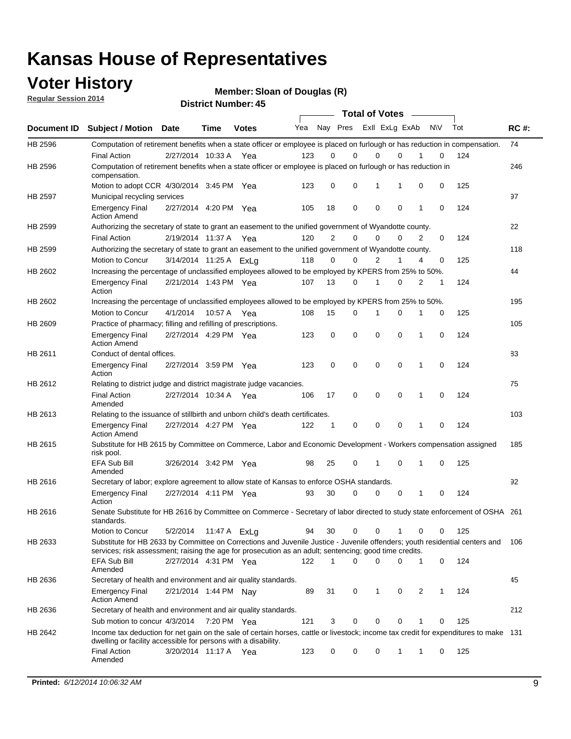# Kansas House of Representatives

## Voter History

**Regular Session 2014**

**Member: Sloan of Douglas (R)**

**District Number: 45**

| Document ID | Subject / Motion | Date | Time | Votes | Yea | Nay | Pres | ExlI | ExLg | ExAb | N\V | Tot | RC #: |
|---|---|---|---|---|---|---|---|---|---|---|---|---|---|
| HB 2596 | Computation of retirement benefits when a state officer or employee is placed on furlough or has reduction in compensation. | | | | | | | | | | | | 74 |
| | Final Action | 2/27/2014 | 10:33 A | Yea | 123 | 0 | 0 | 0 | 0 | 1 | 0 | 124 | |
| HB 2596 | Computation of retirement benefits when a state officer or employee is placed on furlough or has reduction in compensation. | | | | | | | | | | | | 246 |
| | Motion to adopt CCR | 4/30/2014 | 3:45 PM | Yea | 123 | 0 | 0 | 1 | 1 | 0 | 0 | 125 | |
| HB 2597 | Municipal recycling services | | | | | | | | | | | | 97 |
| | Emergency Final Action Amend | 2/27/2014 | 4:20 PM | Yea | 105 | 18 | 0 | 0 | 0 | 1 | 0 | 124 | |
| HB 2599 | Authorizing the secretary of state to grant an easement to the unified government of Wyandotte county. | | | | | | | | | | | | 22 |
| | Final Action | 2/19/2014 | 11:37 A | Yea | 120 | 2 | 0 | 0 | 0 | 2 | 0 | 124 | |
| HB 2599 | Authorizing the secretary of state to grant an easement to the unified government of Wyandotte county. | | | | | | | | | | | | 118 |
| | Motion to Concur | 3/14/2014 | 11:25 A | ExLg | 118 | 0 | 0 | 2 | 1 | 4 | 0 | 125 | |
| HB 2602 | Increasing the percentage of unclassified employees allowed to be employed by KPERS from 25% to 50%. | | | | | | | | | | | | 44 |
| | Emergency Final Action | 2/21/2014 | 1:43 PM | Yea | 107 | 13 | 0 | 1 | 0 | 2 | 1 | 124 | |
| HB 2602 | Increasing the percentage of unclassified employees allowed to be employed by KPERS from 25% to 50%. | | | | | | | | | | | | 195 |
| | Motion to Concur | 4/1/2014 | 10:57 A | Yea | 108 | 15 | 0 | 1 | 0 | 1 | 0 | 125 | |
| HB 2609 | Practice of pharmacy; filling and refilling of prescriptions. | | | | | | | | | | | | 105 |
| | Emergency Final Action Amend | 2/27/2014 | 4:29 PM | Yea | 123 | 0 | 0 | 0 | 0 | 1 | 0 | 124 | |
| HB 2611 | Conduct of dental offices. | | | | | | | | | | | | 83 |
| | Emergency Final Action | 2/27/2014 | 3:59 PM | Yea | 123 | 0 | 0 | 0 | 0 | 1 | 0 | 124 | |
| HB 2612 | Relating to district judge and district magistrate judge vacancies. | | | | | | | | | | | | 75 |
| | Final Action Amended | 2/27/2014 | 10:34 A | Yea | 106 | 17 | 0 | 0 | 0 | 1 | 0 | 124 | |
| HB 2613 | Relating to the issuance of stillbirth and unborn child's death certificates. | | | | | | | | | | | | 103 |
| | Emergency Final Action Amend | 2/27/2014 | 4:27 PM | Yea | 122 | 1 | 0 | 0 | 0 | 1 | 0 | 124 | |
| HB 2615 | Substitute for HB 2615 by Committee on Commerce, Labor and Economic Development - Workers compensation assigned risk pool. | | | | | | | | | | | | 185 |
| | EFA Sub Bill Amended | 3/26/2014 | 3:42 PM | Yea | 98 | 25 | 0 | 1 | 0 | 1 | 0 | 125 | |
| HB 2616 | Secretary of labor; explore agreement to allow state of Kansas to enforce OSHA standards. | | | | | | | | | | | | 92 |
| | Emergency Final Action | 2/27/2014 | 4:11 PM | Yea | 93 | 30 | 0 | 0 | 0 | 1 | 0 | 124 | |
| HB 2616 | Senate Substitute for HB 2616 by Committee on Commerce - Secretary of labor directed to study state enforcement of OSHA standards. | | | | | | | | | | | | 261 |
| | Motion to Concur | 5/2/2014 | 11:47 A | ExLg | 94 | 30 | 0 | 0 | 1 | 0 | 0 | 125 | |
| HB 2633 | Substitute for HB 2633 by Committee on Corrections and Juvenile Justice - Juvenile offenders; youth residential centers and services; risk assessment; raising the age for prosecution as an adult; sentencing; good time credits. | | | | | | | | | | | | 106 |
| | EFA Sub Bill Amended | 2/27/2014 | 4:31 PM | Yea | 122 | 1 | 0 | 0 | 0 | 1 | 0 | 124 | |
| HB 2636 | Secretary of health and environment and air quality standards. | | | | | | | | | | | | 45 |
| | Emergency Final Action Amend | 2/21/2014 | 1:44 PM | Nay | 89 | 31 | 0 | 1 | 0 | 2 | 1 | 124 | |
| HB 2636 | Secretary of health and environment and air quality standards. | | | | | | | | | | | | 212 |
| | Sub motion to concur | 4/3/2014 | 7:20 PM | Yea | 121 | 3 | 0 | 0 | 0 | 1 | 0 | 125 | |
| HB 2642 | Income tax deduction for net gain on the sale of certain horses, cattle or livestock; income tax credit for expenditures to make dwelling or facility accessible for persons with a disability. | | | | | | | | | | | | 131 |
| | Final Action Amended | 3/20/2014 | 11:17 A | Yea | 123 | 0 | 0 | 0 | 1 | 1 | 0 | 125 | |

**Printed:** *6/12/2014 10:06:32 AM*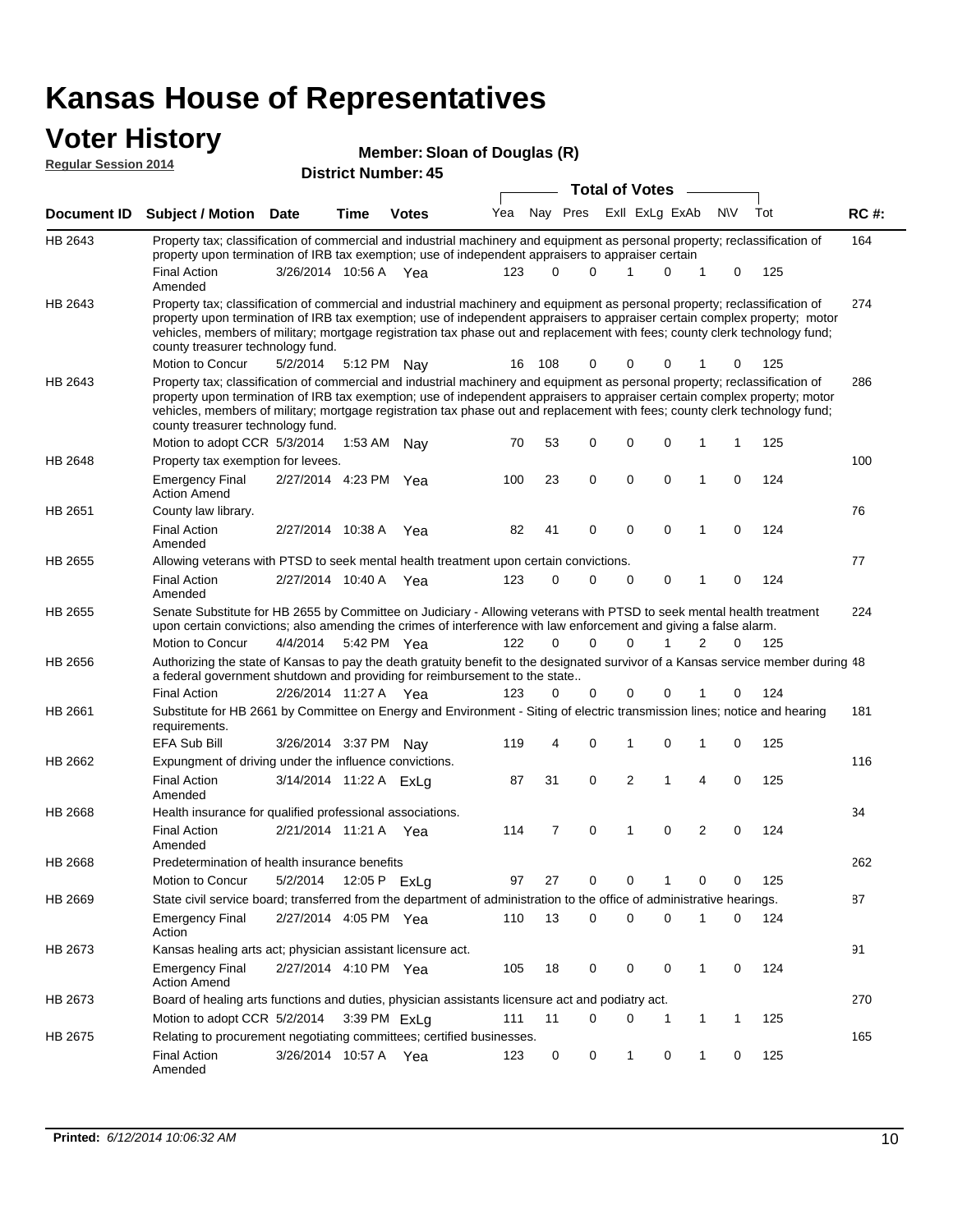# Kansas House of Representatives

## Voter History

**Regular Session 2014**

**Member: Sloan of Douglas (R)**

**District Number: 45**

| Document ID | Subject / Motion | Date | Time | Votes | Yea | Nay | Pres | ExII | ExLg | ExAb | N\V | Tot | RC #: |
|---|---|---|---|---|---|---|---|---|---|---|---|---|---|
| HB 2643 | Property tax; classification of commercial and industrial machinery and equipment as personal property; reclassification of property upon termination of IRB tax exemption; use of independent appraisers to appraiser certain | | | | | | | | | | | | 164 |
| | Final Action Amended | 3/26/2014 | 10:56 A | Yea | 123 | 0 | 0 | 1 | 0 | 1 | 0 | 125 | |
| HB 2643 | Property tax; classification of commercial and industrial machinery and equipment as personal property; reclassification of property upon termination of IRB tax exemption; use of independent appraisers to appraiser certain complex property; motor vehicles, members of military; mortgage registration tax phase out and replacement with fees; county clerk technology fund; county treasurer technology fund. | | | | | | | | | | | | 274 |
| | Motion to Concur | 5/2/2014 | 5:12 PM | Nay | 16 | 108 | 0 | 0 | 0 | 1 | 0 | 125 | |
| HB 2643 | Property tax; classification of commercial and industrial machinery and equipment as personal property; reclassification of property upon termination of IRB tax exemption; use of independent appraisers to appraiser certain complex property; motor vehicles, members of military; mortgage registration tax phase out and replacement with fees; county clerk technology fund; county treasurer technology fund. | | | | | | | | | | | | 286 |
| | Motion to adopt CCR | 5/3/2014 | 1:53 AM | Nay | 70 | 53 | 0 | 0 | 0 | 1 | 1 | 125 | |
| HB 2648 | Property tax exemption for levees. | | | | | | | | | | | | 100 |
| | Emergency Final Action Amend | 2/27/2014 | 4:23 PM | Yea | 100 | 23 | 0 | 0 | 0 | 1 | 0 | 124 | |
| HB 2651 | County law library. | | | | | | | | | | | | 76 |
| | Final Action Amended | 2/27/2014 | 10:38 A | Yea | 82 | 41 | 0 | 0 | 0 | 1 | 0 | 124 | |
| HB 2655 | Allowing veterans with PTSD to seek mental health treatment upon certain convictions. | | | | | | | | | | | | 77 |
| | Final Action Amended | 2/27/2014 | 10:40 A | Yea | 123 | 0 | 0 | 0 | 0 | 1 | 0 | 124 | |
| HB 2655 | Senate Substitute for HB 2655 by Committee on Judiciary - Allowing veterans with PTSD to seek mental health treatment upon certain convictions; also amending the crimes of interference with law enforcement and giving a false alarm. | | | | | | | | | | | | 224 |
| | Motion to Concur | 4/4/2014 | 5:42 PM | Yea | 122 | 0 | 0 | 0 | 1 | 2 | 0 | 125 | |
| HB 2656 | Authorizing the state of Kansas to pay the death gratuity benefit to the designated survivor of a Kansas service member during a federal government shutdown and providing for reimbursement to the state.. | | | | | | | | | | | | 48 |
| | Final Action | 2/26/2014 | 11:27 A | Yea | 123 | 0 | 0 | 0 | 0 | 1 | 0 | 124 | |
| HB 2661 | Substitute for HB 2661 by Committee on Energy and Environment - Siting of electric transmission lines; notice and hearing requirements. | | | | | | | | | | | | 181 |
| | EFA Sub Bill | 3/26/2014 | 3:37 PM | Nay | 119 | 4 | 0 | 1 | 0 | 1 | 0 | 125 | |
| HB 2662 | Expungment of driving under the influence convictions. | | | | | | | | | | | | 116 |
| | Final Action Amended | 3/14/2014 | 11:22 A | ExLg | 87 | 31 | 0 | 2 | 1 | 4 | 0 | 125 | |
| HB 2668 | Health insurance for qualified professional associations. | | | | | | | | | | | | 34 |
| | Final Action Amended | 2/21/2014 | 11:21 A | Yea | 114 | 7 | 0 | 1 | 0 | 2 | 0 | 124 | |
| HB 2668 | Predetermination of health insurance benefits | | | | | | | | | | | | 262 |
| | Motion to Concur | 5/2/2014 | 12:05 P | ExLg | 97 | 27 | 0 | 0 | 1 | 0 | 0 | 125 | |
| HB 2669 | State civil service board; transferred from the department of administration to the office of administrative hearings. | | | | | | | | | | | | 87 |
| | Emergency Final Action | 2/27/2014 | 4:05 PM | Yea | 110 | 13 | 0 | 0 | 0 | 1 | 0 | 124 | |
| HB 2673 | Kansas healing arts act; physician assistant licensure act. | | | | | | | | | | | | 91 |
| | Emergency Final Action Amend | 2/27/2014 | 4:10 PM | Yea | 105 | 18 | 0 | 0 | 0 | 1 | 0 | 124 | |
| HB 2673 | Board of healing arts functions and duties, physician assistants licensure act and podiatry act. | | | | | | | | | | | | 270 |
| | Motion to adopt CCR | 5/2/2014 | 3:39 PM | ExLg | 111 | 11 | 0 | 0 | 1 | 1 | 1 | 125 | |
| HB 2675 | Relating to procurement negotiating committees; certified businesses. | | | | | | | | | | | | 165 |
| | Final Action Amended | 3/26/2014 | 10:57 A | Yea | 123 | 0 | 0 | 1 | 0 | 1 | 0 | 125 | |

**Printed:** *6/12/2014 10:06:32 AM*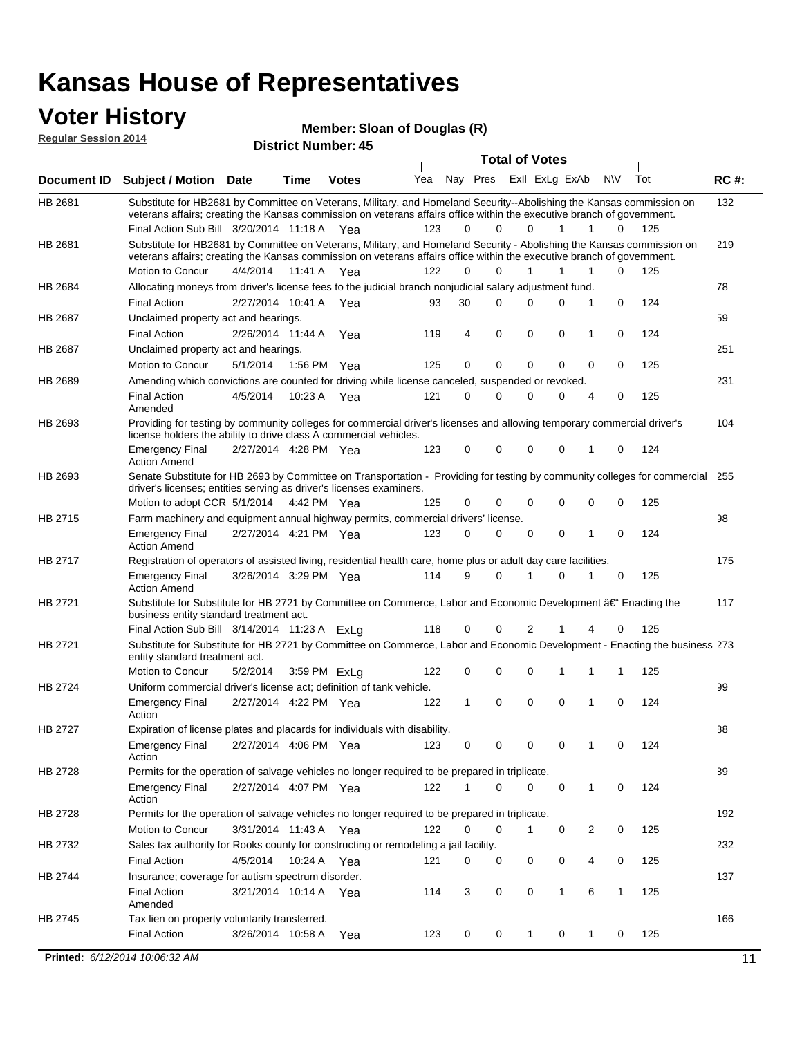# Kansas House of Representatives

## Voter History

**Regular Session 2014**

**Member: Sloan of Douglas (R)**

**District Number: 45**

| Document ID | Subject / Motion | Date | Time | Votes | Yea | Nay | Pres | ExII | ExLg | ExAb | N\V | Tot | RC #: |
|---|---|---|---|---|---|---|---|---|---|---|---|---|---|
| HB 2681 | Substitute for HB2681 by Committee on Veterans, Military, and Homeland Security--Abolishing the Kansas commission on veterans affairs; creating the Kansas commission on veterans affairs office within the executive branch of government. | | | | | | | | | | | | 132 |
| | Final Action Sub Bill | 3/20/2014 | 11:18 A | Yea | 123 | 0 | 0 | 0 | 1 | 1 | 0 | 125 | |
| HB 2681 | Substitute for HB2681 by Committee on Veterans, Military, and Homeland Security - Abolishing the Kansas commission on veterans affairs; creating the Kansas commission on veterans affairs office within the executive branch of government. | | | | | | | | | | | | 219 |
| | Motion to Concur | 4/4/2014 | 11:41 A | Yea | 122 | 0 | 0 | 1 | 1 | 1 | 0 | 125 | |
| HB 2684 | Allocating moneys from driver's license fees to the judicial branch nonjudicial salary adjustment fund. | | | | | | | | | | | | 78 |
| | Final Action | 2/27/2014 | 10:41 A | Yea | 93 | 30 | 0 | 0 | 0 | 1 | 0 | 124 | |
| HB 2687 | Unclaimed property act and hearings. | | | | | | | | | | | | 59 |
| | Final Action | 2/26/2014 | 11:44 A | Yea | 119 | 4 | 0 | 0 | 0 | 1 | 0 | 124 | |
| HB 2687 | Unclaimed property act and hearings. | | | | | | | | | | | | 251 |
| | Motion to Concur | 5/1/2014 | 1:56 PM | Yea | 125 | 0 | 0 | 0 | 0 | 0 | 0 | 125 | |
| HB 2689 | Amending which convictions are counted for driving while license canceled, suspended or revoked. | | | | | | | | | | | | 231 |
| | Final Action Amended | 4/5/2014 | 10:23 A | Yea | 121 | 0 | 0 | 0 | 0 | 4 | 0 | 125 | |
| HB 2693 | Providing for testing by community colleges for commercial driver's licenses and allowing temporary commercial driver's license holders the ability to drive class A commercial vehicles. | | | | | | | | | | | | 104 |
| | Emergency Final Action Amend | 2/27/2014 | 4:28 PM | Yea | 123 | 0 | 0 | 0 | 0 | 1 | 0 | 124 | |
| HB 2693 | Senate Substitute for HB 2693 by Committee on Transportation - Providing for testing by community colleges for commercial driver's licenses; entities serving as driver's licenses examiners. | | | | | | | | | | | | 255 |
| | Motion to adopt CCR | 5/1/2014 | 4:42 PM | Yea | 125 | 0 | 0 | 0 | 0 | 0 | 0 | 125 | |
| HB 2715 | Farm machinery and equipment annual highway permits, commercial drivers' license. | | | | | | | | | | | | 98 |
| | Emergency Final Action Amend | 2/27/2014 | 4:21 PM | Yea | 123 | 0 | 0 | 0 | 0 | 1 | 0 | 124 | |
| HB 2717 | Registration of operators of assisted living, residential health care, home plus or adult day care facilities. | | | | | | | | | | | | 175 |
| | Emergency Final Action Amend | 3/26/2014 | 3:29 PM | Yea | 114 | 9 | 0 | 1 | 0 | 1 | 0 | 125 | |
| HB 2721 | Substitute for Substitute for HB 2721 by Committee on Commerce, Labor and Economic Development â€" Enacting the business entity standard treatment act. | | | | | | | | | | | | 117 |
| | Final Action Sub Bill | 3/14/2014 | 11:23 A | ExLg | 118 | 0 | 0 | 2 | 1 | 4 | 0 | 125 | |
| HB 2721 | Substitute for Substitute for HB 2721 by Committee on Commerce, Labor and Economic Development - Enacting the business entity standard treatment act. | | | | | | | | | | | | 273 |
| | Motion to Concur | 5/2/2014 | 3:59 PM | ExLg | 122 | 0 | 0 | 0 | 1 | 1 | 1 | 125 | |
| HB 2724 | Uniform commercial driver's license act; definition of tank vehicle. | | | | | | | | | | | | 99 |
| | Emergency Final Action | 2/27/2014 | 4:22 PM | Yea | 122 | 1 | 0 | 0 | 0 | 1 | 0 | 124 | |
| HB 2727 | Expiration of license plates and placards for individuals with disability. | | | | | | | | | | | | 88 |
| | Emergency Final Action | 2/27/2014 | 4:06 PM | Yea | 123 | 0 | 0 | 0 | 0 | 1 | 0 | 124 | |
| HB 2728 | Permits for the operation of salvage vehicles no longer required to be prepared in triplicate. | | | | | | | | | | | | 89 |
| | Emergency Final Action | 2/27/2014 | 4:07 PM | Yea | 122 | 1 | 0 | 0 | 0 | 1 | 0 | 124 | |
| HB 2728 | Permits for the operation of salvage vehicles no longer required to be prepared in triplicate. | | | | | | | | | | | | 192 |
| | Motion to Concur | 3/31/2014 | 11:43 A | Yea | 122 | 0 | 0 | 1 | 0 | 2 | 0 | 125 | |
| HB 2732 | Sales tax authority for Rooks county for constructing or remodeling a jail facility. | | | | | | | | | | | | 232 |
| | Final Action | 4/5/2014 | 10:24 A | Yea | 121 | 0 | 0 | 0 | 0 | 4 | 0 | 125 | |
| HB 2744 | Insurance; coverage for autism spectrum disorder. | | | | | | | | | | | | 137 |
| | Final Action Amended | 3/21/2014 | 10:14 A | Yea | 114 | 3 | 0 | 0 | 1 | 6 | 1 | 125 | |
| HB 2745 | Tax lien on property voluntarily transferred. | | | | | | | | | | | | 166 |
| | Final Action | 3/26/2014 | 10:58 A | Yea | 123 | 0 | 0 | 1 | 0 | 1 | 0 | 125 | |

**Printed:** *6/12/2014 10:06:32 AM*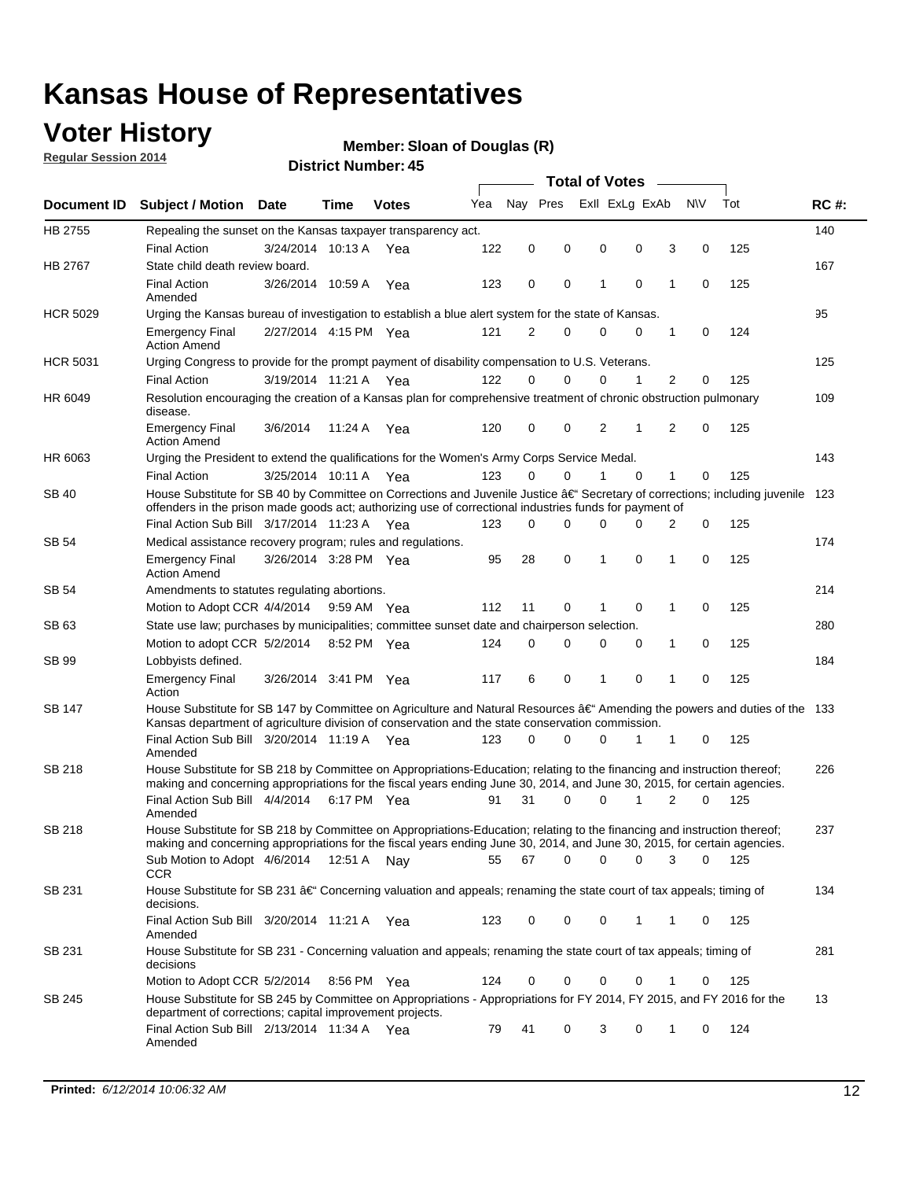# Kansas House of Representatives

## Voter History

**Regular Session 2014**

**Member: Sloan of Douglas (R)**

**District Number: 45**

| Document ID | Subject / Motion | Date | Time | Votes | Yea | Nay | Pres | ExlI | ExLg | ExAb | N\V | Tot | RC #: |
|---|---|---|---|---|---|---|---|---|---|---|---|---|---|
| HB 2755 | Repealing the sunset on the Kansas taxpayer transparency act. | | | | | | | | | | | | 140 |
| | Final Action | 3/24/2014 | 10:13 A | Yea | 122 | 0 | 0 | 0 | 0 | 3 | 0 | 125 | |
| HB 2767 | State child death review board. | | | | | | | | | | | | 167 |
| | Final Action Amended | 3/26/2014 | 10:59 A | Yea | 123 | 0 | 0 | 1 | 0 | 1 | 0 | 125 | |
| HCR 5029 | Urging the Kansas bureau of investigation to establish a blue alert system for the state of Kansas. | | | | | | | | | | | | 95 |
| | Emergency Final Action Amend | 2/27/2014 | 4:15 PM | Yea | 121 | 2 | 0 | 0 | 0 | 1 | 0 | 124 | |
| HCR 5031 | Urging Congress to provide for the prompt payment of disability compensation to U.S. Veterans. | | | | | | | | | | | | 125 |
| | Final Action | 3/19/2014 | 11:21 A | Yea | 122 | 0 | 0 | 0 | 1 | 2 | 0 | 125 | |
| HR 6049 | Resolution encouraging the creation of a Kansas plan for comprehensive treatment of chronic obstruction pulmonary disease. | | | | | | | | | | | | 109 |
| | Emergency Final Action Amend | 3/6/2014 | 11:24 A | Yea | 120 | 0 | 0 | 2 | 1 | 2 | 0 | 125 | |
| HR 6063 | Urging the President to extend the qualifications for the Women's Army Corps Service Medal. | | | | | | | | | | | | 143 |
| | Final Action | 3/25/2014 | 10:11 A | Yea | 123 | 0 | 0 | 1 | 0 | 1 | 0 | 125 | |
| SB 40 | House Substitute for SB 40 by Committee on Corrections and Juvenile Justice â€“ Secretary of corrections; including juvenile offenders in the prison made goods act; authorizing use of correctional industries funds for payment of | | | | | | | | | | | | 123 |
| | Final Action Sub Bill | 3/17/2014 | 11:23 A | Yea | 123 | 0 | 0 | 0 | 0 | 2 | 0 | 125 | |
| SB 54 | Medical assistance recovery program; rules and regulations. | | | | | | | | | | | | 174 |
| | Emergency Final Action Amend | 3/26/2014 | 3:28 PM | Yea | 95 | 28 | 0 | 1 | 0 | 1 | 0 | 125 | |
| SB 54 | Amendments to statutes regulating abortions. | | | | | | | | | | | | 214 |
| | Motion to Adopt CCR | 4/4/2014 | 9:59 AM | Yea | 112 | 11 | 0 | 1 | 0 | 1 | 0 | 125 | |
| SB 63 | State use law; purchases by municipalities; committee sunset date and chairperson selection. | | | | | | | | | | | | 280 |
| | Motion to adopt CCR | 5/2/2014 | 8:52 PM | Yea | 124 | 0 | 0 | 0 | 0 | 1 | 0 | 125 | |
| SB 99 | Lobbyists defined. | | | | | | | | | | | | 184 |
| | Emergency Final Action | 3/26/2014 | 3:41 PM | Yea | 117 | 6 | 0 | 1 | 0 | 1 | 0 | 125 | |
| SB 147 | House Substitute for SB 147 by Committee on Agriculture and Natural Resources â€“ Amending the powers and duties of the Kansas department of agriculture division of conservation and the state conservation commission. | | | | | | | | | | | | 133 |
| | Final Action Sub Bill Amended | 3/20/2014 | 11:19 A | Yea | 123 | 0 | 0 | 0 | 1 | 1 | 0 | 125 | |
| SB 218 | House Substitute for SB 218 by Committee on Appropriations-Education; relating to the financing and instruction thereof; making and concerning appropriations for the fiscal years ending June 30, 2014, and June 30, 2015, for certain agencies. | | | | | | | | | | | | 226 |
| | Final Action Sub Bill Amended | 4/4/2014 | 6:17 PM | Yea | 91 | 31 | 0 | 0 | 1 | 2 | 0 | 125 | |
| SB 218 | House Substitute for SB 218 by Committee on Appropriations-Education; relating to the financing and instruction thereof; making and concerning appropriations for the fiscal years ending June 30, 2014, and June 30, 2015, for certain agencies. | | | | | | | | | | | | 237 |
| | Sub Motion to Adopt CCR | 4/6/2014 | 12:51 A | Nay | 55 | 67 | 0 | 0 | 0 | 3 | 0 | 125 | |
| SB 231 | House Substitute for SB 231 â€“ Concerning valuation and appeals; renaming the state court of tax appeals; timing of decisions. | | | | | | | | | | | | 134 |
| | Final Action Sub Bill Amended | 3/20/2014 | 11:21 A | Yea | 123 | 0 | 0 | 0 | 1 | 1 | 0 | 125 | |
| SB 231 | House Substitute for SB 231 - Concerning valuation and appeals; renaming the state court of tax appeals; timing of decisions | | | | | | | | | | | | 281 |
| | Motion to Adopt CCR | 5/2/2014 | 8:56 PM | Yea | 124 | 0 | 0 | 0 | 0 | 1 | 0 | 125 | |
| SB 245 | House Substitute for SB 245 by Committee on Appropriations - Appropriations for FY 2014, FY 2015, and FY 2016 for the department of corrections; capital improvement projects. | | | | | | | | | | | | 13 |
| | Final Action Sub Bill Amended | 2/13/2014 | 11:34 A | Yea | 79 | 41 | 0 | 3 | 0 | 1 | 0 | 124 | |

**Printed:** *6/12/2014 10:06:32 AM*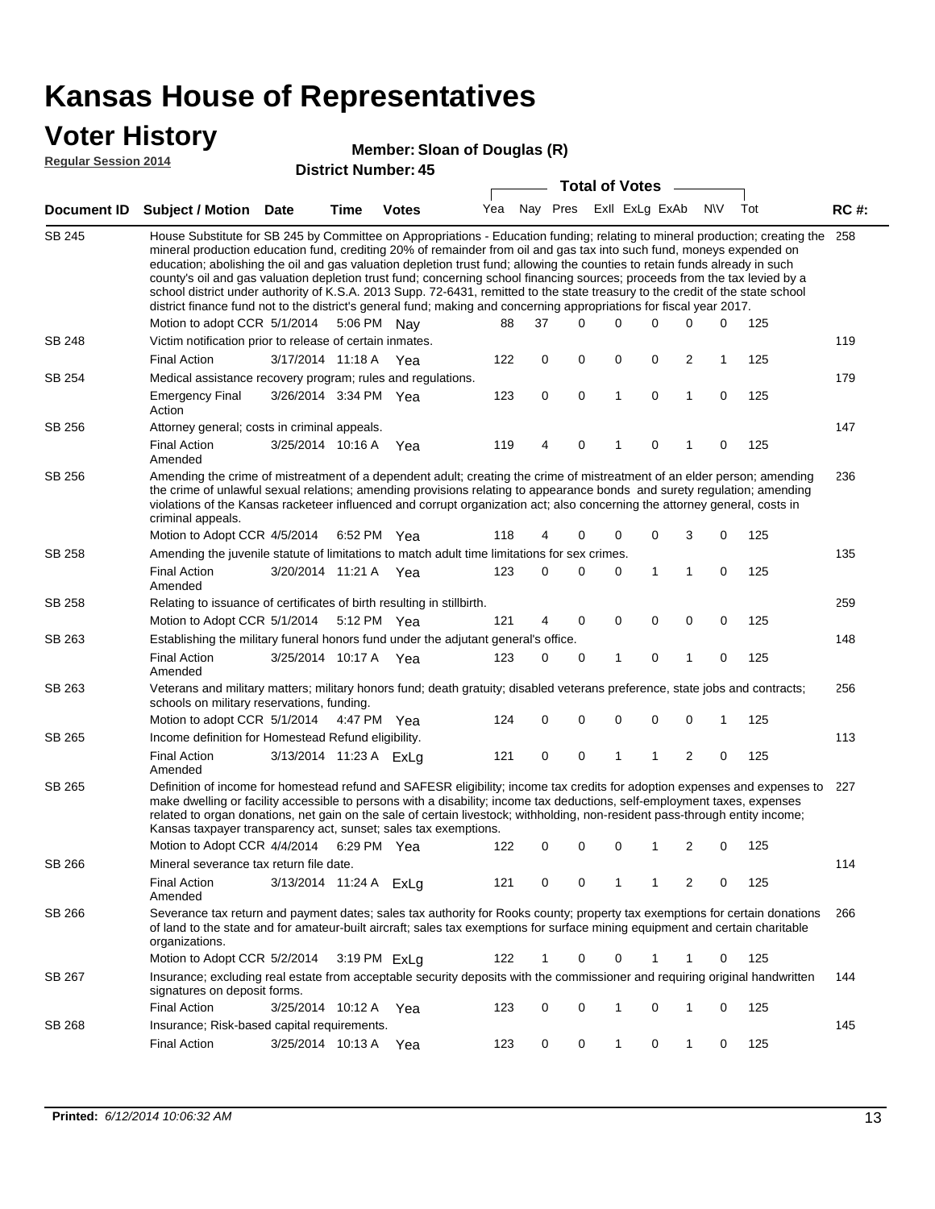# Kansas House of Representatives

## Voter History

**Regular Session 2014**

**Member: Sloan of Douglas (R)**

**District Number: 45**

| Document ID | Subject / Motion | Date | Time | Votes | Yea | Nay | Pres | ExII | ExLg | ExAb | N\V | Tot | RC #: |
|---|---|---|---|---|---|---|---|---|---|---|---|---|---|
| SB 245 | House Substitute for SB 245 by Committee on Appropriations - Education funding; relating to mineral production; creating the mineral production education fund, crediting 20% of remainder from oil and gas tax into such fund, moneys expended on education; abolishing the oil and gas valuation depletion trust fund; allowing the counties to retain funds already in such county's oil and gas valuation depletion trust fund; concerning school financing sources; proceeds from the tax levied by a school district under authority of K.S.A. 2013 Supp. 72-6431, remitted to the state treasury to the credit of the state school district finance fund not to the district's general fund; making and concerning appropriations for fiscal year 2017. | | | | | | | | | | | | 258 |
| | Motion to adopt CCR | 5/1/2014 | 5:06 PM | Nay | 88 | 37 | 0 | 0 | 0 | 0 | 0 | 125 | |
| SB 248 | Victim notification prior to release of certain inmates. | | | | | | | | | | | | 119 |
| | Final Action | 3/17/2014 | 11:18 A | Yea | 122 | 0 | 0 | 0 | 0 | 2 | 1 | 125 | |
| SB 254 | Medical assistance recovery program; rules and regulations. | | | | | | | | | | | | 179 |
| | Emergency Final Action | 3/26/2014 | 3:34 PM | Yea | 123 | 0 | 0 | 1 | 0 | 1 | 0 | 125 | |
| SB 256 | Attorney general; costs in criminal appeals. | | | | | | | | | | | | 147 |
| | Final Action Amended | 3/25/2014 | 10:16 A | Yea | 119 | 4 | 0 | 1 | 0 | 1 | 0 | 125 | |
| SB 256 | Amending the crime of mistreatment of a dependent adult; creating the crime of mistreatment of an elder person; amending the crime of unlawful sexual relations; amending provisions relating to appearance bonds and surety regulation; amending violations of the Kansas racketeer influenced and corrupt organization act; also concerning the attorney general, costs in criminal appeals. | | | | | | | | | | | | 236 |
| | Motion to Adopt CCR | 4/5/2014 | 6:52 PM | Yea | 118 | 4 | 0 | 0 | 0 | 3 | 0 | 125 | |
| SB 258 | Amending the juvenile statute of limitations to match adult time limitations for sex crimes. | | | | | | | | | | | | 135 |
| | Final Action Amended | 3/20/2014 | 11:21 A | Yea | 123 | 0 | 0 | 0 | 1 | 1 | 0 | 125 | |
| SB 258 | Relating to issuance of certificates of birth resulting in stillbirth. | | | | | | | | | | | | 259 |
| | Motion to Adopt CCR | 5/1/2014 | 5:12 PM | Yea | 121 | 4 | 0 | 0 | 0 | 0 | 0 | 125 | |
| SB 263 | Establishing the military funeral honors fund under the adjutant general's office. | | | | | | | | | | | | 148 |
| | Final Action Amended | 3/25/2014 | 10:17 A | Yea | 123 | 0 | 0 | 1 | 0 | 1 | 0 | 125 | |
| SB 263 | Veterans and military matters; military honors fund; death gratuity; disabled veterans preference, state jobs and contracts; schools on military reservations, funding. | | | | | | | | | | | | 256 |
| | Motion to adopt CCR | 5/1/2014 | 4:47 PM | Yea | 124 | 0 | 0 | 0 | 0 | 0 | 1 | 125 | |
| SB 265 | Income definition for Homestead Refund eligibility. | | | | | | | | | | | | 113 |
| | Final Action Amended | 3/13/2014 | 11:23 A | ExLg | 121 | 0 | 0 | 1 | 1 | 2 | 0 | 125 | |
| SB 265 | Definition of income for homestead refund and SAFESR eligibility; income tax credits for adoption expenses and expenses to make dwelling or facility accessible to persons with a disability; income tax deductions, self-employment taxes, expenses related to organ donations, net gain on the sale of certain livestock; withholding, non-resident pass-through entity income; Kansas taxpayer transparency act, sunset; sales tax exemptions. | | | | | | | | | | | | 227 |
| | Motion to Adopt CCR | 4/4/2014 | 6:29 PM | Yea | 122 | 0 | 0 | 0 | 1 | 2 | 0 | 125 | |
| SB 266 | Mineral severance tax return file date. | | | | | | | | | | | | 114 |
| | Final Action Amended | 3/13/2014 | 11:24 A | ExLg | 121 | 0 | 0 | 1 | 1 | 2 | 0 | 125 | |
| SB 266 | Severance tax return and payment dates; sales tax authority for Rooks county; property tax exemptions for certain donations of land to the state and for amateur-built aircraft; sales tax exemptions for surface mining equipment and certain charitable organizations. | | | | | | | | | | | | 266 |
| | Motion to Adopt CCR | 5/2/2014 | 3:19 PM | ExLg | 122 | 1 | 0 | 0 | 1 | 1 | 0 | 125 | |
| SB 267 | Insurance; excluding real estate from acceptable security deposits with the commissioner and requiring original handwritten signatures on deposit forms. | | | | | | | | | | | | 144 |
| | Final Action | 3/25/2014 | 10:12 A | Yea | 123 | 0 | 0 | 1 | 0 | 1 | 0 | 125 | |
| SB 268 | Insurance; Risk-based capital requirements. | | | | | | | | | | | | 145 |
| | Final Action | 3/25/2014 | 10:13 A | Yea | 123 | 0 | 0 | 1 | 0 | 1 | 0 | 125 | |

**Printed:** *6/12/2014 10:06:32 AM*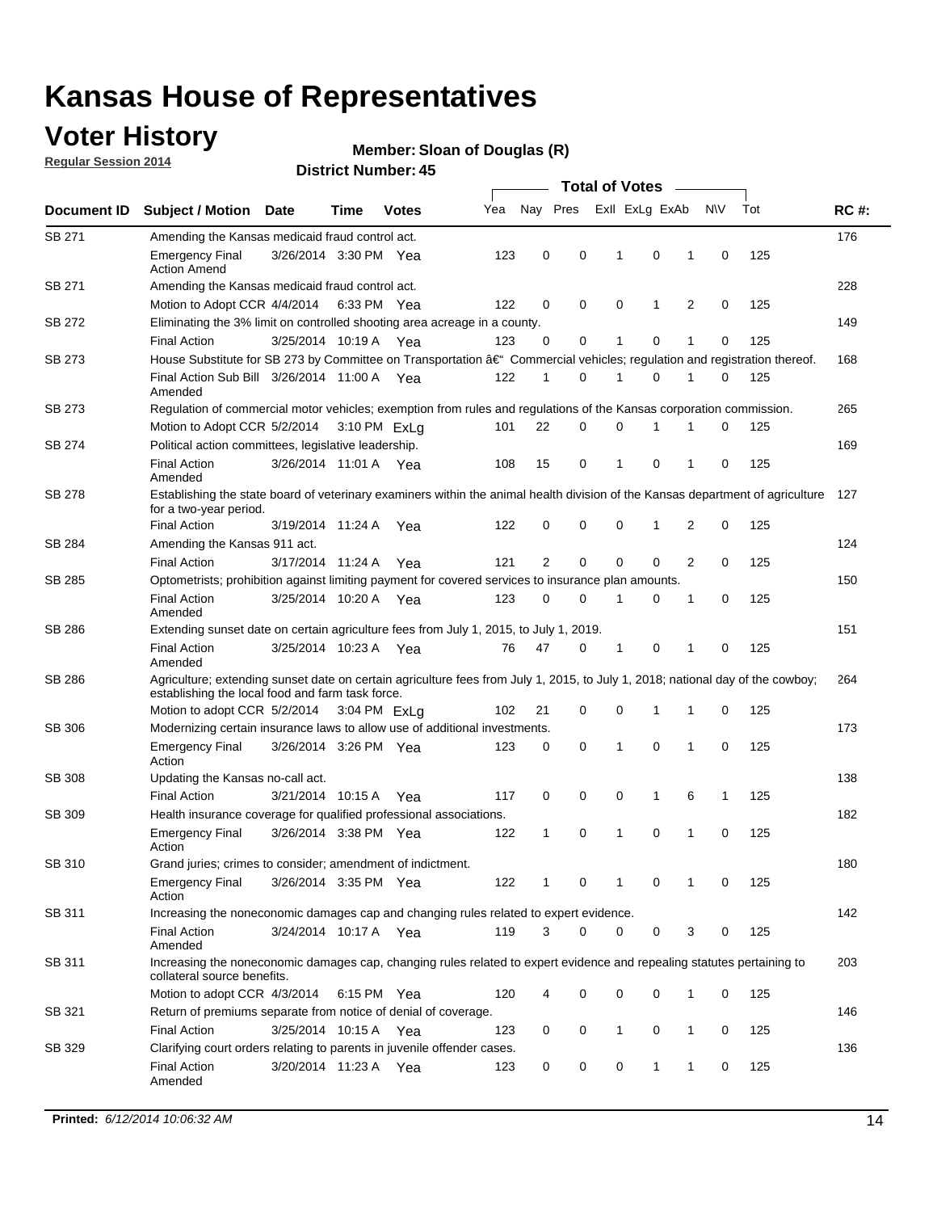# Kansas House of Representatives

## Voter History

**Regular Session 2014**

**Member: Sloan of Douglas (R)**

**District Number: 45**

| Document ID | Subject / Motion | Date | Time | Votes | Yea | Nay | Pres | ExII | ExLg | ExAb | N\V | Tot | RC #: |
|---|---|---|---|---|---|---|---|---|---|---|---|---|---|
| SB 271 | Amending the Kansas medicaid fraud control act. | | | | | | | | | | | | 176 |
| | Emergency Final Action Amend | 3/26/2014 | 3:30 PM | Yea | 123 | 0 | 0 | 1 | 0 | 1 | 0 | 125 | |
| SB 271 | Amending the Kansas medicaid fraud control act. | | | | | | | | | | | | 228 |
| | Motion to Adopt CCR | 4/4/2014 | 6:33 PM | Yea | 122 | 0 | 0 | 0 | 1 | 2 | 0 | 125 | |
| SB 272 | Eliminating the 3% limit on controlled shooting area acreage in a county. | | | | | | | | | | | | 149 |
| | Final Action | 3/25/2014 | 10:19 A | Yea | 123 | 0 | 0 | 1 | 0 | 1 | 0 | 125 | |
| SB 273 | House Substitute for SB 273 by Committee on Transportation â€“ Commercial vehicles; regulation and registration thereof. | | | | | | | | | | | | 168 |
| | Final Action Sub Bill Amended | 3/26/2014 | 11:00 A | Yea | 122 | 1 | 0 | 1 | 0 | 1 | 0 | 125 | |
| SB 273 | Regulation of commercial motor vehicles; exemption from rules and regulations of the Kansas corporation commission. | | | | | | | | | | | | 265 |
| | Motion to Adopt CCR | 5/2/2014 | 3:10 PM | ExLg | 101 | 22 | 0 | 0 | 1 | 1 | 0 | 125 | |
| SB 274 | Political action committees, legislative leadership. | | | | | | | | | | | | 169 |
| | Final Action Amended | 3/26/2014 | 11:01 A | Yea | 108 | 15 | 0 | 1 | 0 | 1 | 0 | 125 | |
| SB 278 | Establishing the state board of veterinary examiners within the animal health division of the Kansas department of agriculture for a two-year period. | | | | | | | | | | | | 127 |
| | Final Action | 3/19/2014 | 11:24 A | Yea | 122 | 0 | 0 | 0 | 1 | 2 | 0 | 125 | |
| SB 284 | Amending the Kansas 911 act. | | | | | | | | | | | | 124 |
| | Final Action | 3/17/2014 | 11:24 A | Yea | 121 | 2 | 0 | 0 | 0 | 2 | 0 | 125 | |
| SB 285 | Optometrists; prohibition against limiting payment for covered services to insurance plan amounts. | | | | | | | | | | | | 150 |
| | Final Action Amended | 3/25/2014 | 10:20 A | Yea | 123 | 0 | 0 | 1 | 0 | 1 | 0 | 125 | |
| SB 286 | Extending sunset date on certain agriculture fees from July 1, 2015, to July 1, 2019. | | | | | | | | | | | | 151 |
| | Final Action Amended | 3/25/2014 | 10:23 A | Yea | 76 | 47 | 0 | 1 | 0 | 1 | 0 | 125 | |
| SB 286 | Agriculture; extending sunset date on certain agriculture fees from July 1, 2015, to July 1, 2018; national day of the cowboy; establishing the local food and farm task force. | | | | | | | | | | | | 264 |
| | Motion to adopt CCR | 5/2/2014 | 3:04 PM | ExLg | 102 | 21 | 0 | 0 | 1 | 1 | 0 | 125 | |
| SB 306 | Modernizing certain insurance laws to allow use of additional investments. | | | | | | | | | | | | 173 |
| | Emergency Final Action | 3/26/2014 | 3:26 PM | Yea | 123 | 0 | 0 | 1 | 0 | 1 | 0 | 125 | |
| SB 308 | Updating the Kansas no-call act. | | | | | | | | | | | | 138 |
| | Final Action | 3/21/2014 | 10:15 A | Yea | 117 | 0 | 0 | 0 | 1 | 6 | 1 | 125 | |
| SB 309 | Health insurance coverage for qualified professional associations. | | | | | | | | | | | | 182 |
| | Emergency Final Action | 3/26/2014 | 3:38 PM | Yea | 122 | 1 | 0 | 1 | 0 | 1 | 0 | 125 | |
| SB 310 | Grand juries; crimes to consider; amendment of indictment. | | | | | | | | | | | | 180 |
| | Emergency Final Action | 3/26/2014 | 3:35 PM | Yea | 122 | 1 | 0 | 1 | 0 | 1 | 0 | 125 | |
| SB 311 | Increasing the noneconomic damages cap and changing rules related to expert evidence. | | | | | | | | | | | | 142 |
| | Final Action Amended | 3/24/2014 | 10:17 A | Yea | 119 | 3 | 0 | 0 | 0 | 3 | 0 | 125 | |
| SB 311 | Increasing the noneconomic damages cap, changing rules related to expert evidence and repealing statutes pertaining to collateral source benefits. | | | | | | | | | | | | 203 |
| | Motion to adopt CCR | 4/3/2014 | 6:15 PM | Yea | 120 | 4 | 0 | 0 | 0 | 1 | 0 | 125 | |
| SB 321 | Return of premiums separate from notice of denial of coverage. | | | | | | | | | | | | 146 |
| | Final Action | 3/25/2014 | 10:15 A | Yea | 123 | 0 | 0 | 1 | 0 | 1 | 0 | 125 | |
| SB 329 | Clarifying court orders relating to parents in juvenile offender cases. | | | | | | | | | | | | 136 |
| | Final Action Amended | 3/20/2014 | 11:23 A | Yea | 123 | 0 | 0 | 0 | 1 | 1 | 0 | 125 | |

**Printed:** *6/12/2014 10:06:32 AM*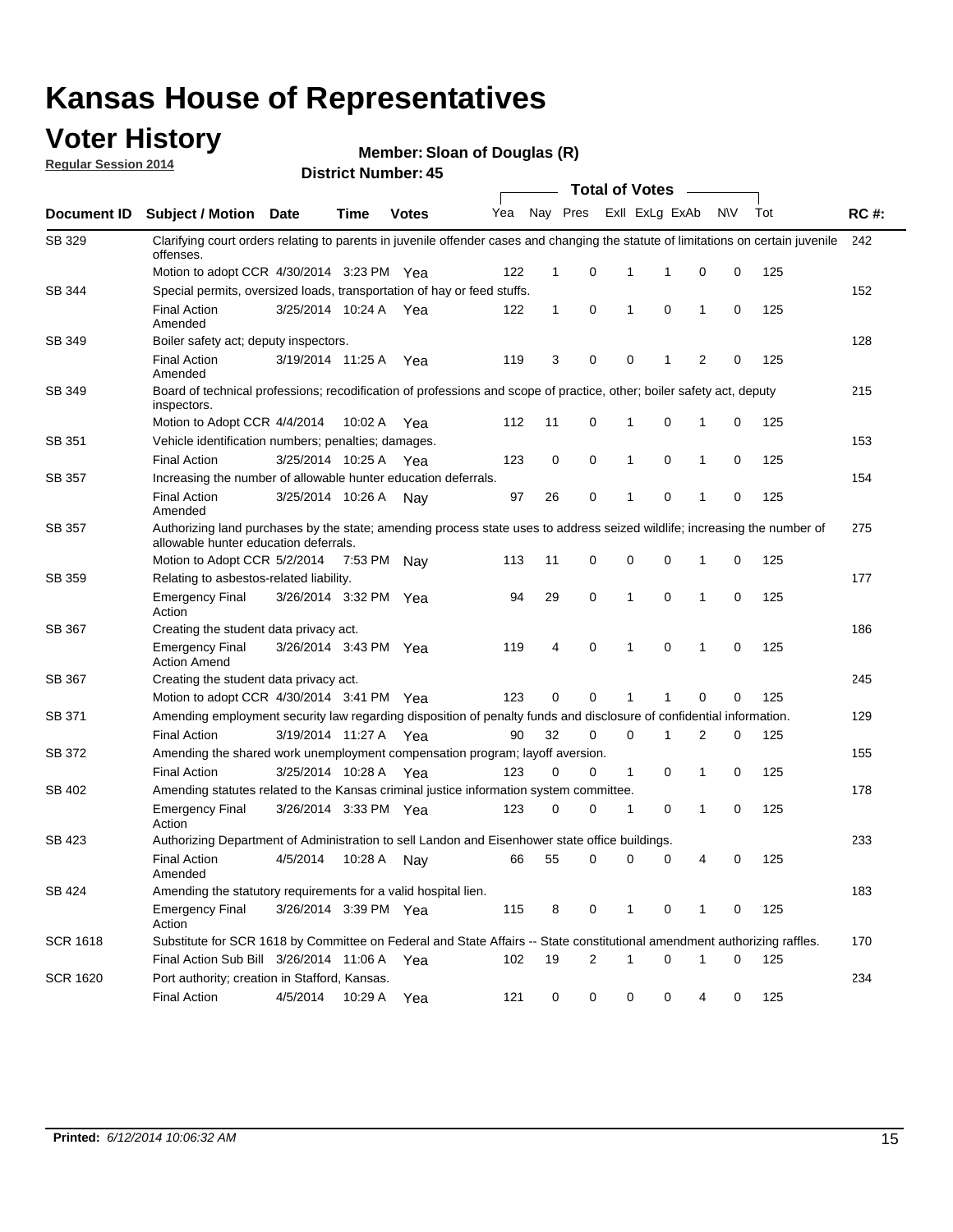# Kansas House of Representatives

## Voter History

**Regular Session 2014**

**Member: Sloan of Douglas (R)**

**District Number: 45**

| Document ID | Subject / Motion | Date | Time | Votes | Yea | Nay | Pres | ExII | ExLg | ExAb | N\V | Tot | RC #: |
|---|---|---|---|---|---|---|---|---|---|---|---|---|---|
| SB 329 | Clarifying court orders relating to parents in juvenile offender cases and changing the statute of limitations on certain juvenile offenses. | | | | | | | | | | | | 242 |
| | Motion to adopt CCR | 4/30/2014 | 3:23 PM | Yea | 122 | 1 | 0 | 1 | 1 | 0 | 0 | 125 | |
| SB 344 | Special permits, oversized loads, transportation of hay or feed stuffs. | | | | | | | | | | | | 152 |
| | Final Action Amended | 3/25/2014 | 10:24 A | Yea | 122 | 1 | 0 | 1 | 0 | 1 | 0 | 125 | |
| SB 349 | Boiler safety act; deputy inspectors. | | | | | | | | | | | | 128 |
| | Final Action Amended | 3/19/2014 | 11:25 A | Yea | 119 | 3 | 0 | 0 | 1 | 2 | 0 | 125 | |
| SB 349 | Board of technical professions; recodification of professions and scope of practice, other; boiler safety act, deputy inspectors. | | | | | | | | | | | | 215 |
| | Motion to Adopt CCR | 4/4/2014 | 10:02 A | Yea | 112 | 11 | 0 | 1 | 0 | 1 | 0 | 125 | |
| SB 351 | Vehicle identification numbers; penalties; damages. | | | | | | | | | | | | 153 |
| | Final Action | 3/25/2014 | 10:25 A | Yea | 123 | 0 | 0 | 1 | 0 | 1 | 0 | 125 | |
| SB 357 | Increasing the number of allowable hunter education deferrals. | | | | | | | | | | | | 154 |
| | Final Action Amended | 3/25/2014 | 10:26 A | Nay | 97 | 26 | 0 | 1 | 0 | 1 | 0 | 125 | |
| SB 357 | Authorizing land purchases by the state; amending process state uses to address seized wildlife; increasing the number of allowable hunter education deferrals. | | | | | | | | | | | | 275 |
| | Motion to Adopt CCR | 5/2/2014 | 7:53 PM | Nay | 113 | 11 | 0 | 0 | 0 | 1 | 0 | 125 | |
| SB 359 | Relating to asbestos-related liability. | | | | | | | | | | | | 177 |
| | Emergency Final Action | 3/26/2014 | 3:32 PM | Yea | 94 | 29 | 0 | 1 | 0 | 1 | 0 | 125 | |
| SB 367 | Creating the student data privacy act. | | | | | | | | | | | | 186 |
| | Emergency Final Action Amend | 3/26/2014 | 3:43 PM | Yea | 119 | 4 | 0 | 1 | 0 | 1 | 0 | 125 | |
| SB 367 | Creating the student data privacy act. | | | | | | | | | | | | 245 |
| | Motion to adopt CCR | 4/30/2014 | 3:41 PM | Yea | 123 | 0 | 0 | 1 | 1 | 0 | 0 | 125 | |
| SB 371 | Amending employment security law regarding disposition of penalty funds and disclosure of confidential information. | | | | | | | | | | | | 129 |
| | Final Action | 3/19/2014 | 11:27 A | Yea | 90 | 32 | 0 | 0 | 1 | 2 | 0 | 125 | |
| SB 372 | Amending the shared work unemployment compensation program; layoff aversion. | | | | | | | | | | | | 155 |
| | Final Action | 3/25/2014 | 10:28 A | Yea | 123 | 0 | 0 | 1 | 0 | 1 | 0 | 125 | |
| SB 402 | Amending statutes related to the Kansas criminal justice information system committee. | | | | | | | | | | | | 178 |
| | Emergency Final Action | 3/26/2014 | 3:33 PM | Yea | 123 | 0 | 0 | 1 | 0 | 1 | 0 | 125 | |
| SB 423 | Authorizing Department of Administration to sell Landon and Eisenhower state office buildings. | | | | | | | | | | | | 233 |
| | Final Action Amended | 4/5/2014 | 10:28 A | Nay | 66 | 55 | 0 | 0 | 0 | 4 | 0 | 125 | |
| SB 424 | Amending the statutory requirements for a valid hospital lien. | | | | | | | | | | | | 183 |
| | Emergency Final Action | 3/26/2014 | 3:39 PM | Yea | 115 | 8 | 0 | 1 | 0 | 1 | 0 | 125 | |
| SCR 1618 | Substitute for SCR 1618 by Committee on Federal and State Affairs -- State constitutional amendment authorizing raffles. | | | | | | | | | | | | 170 |
| | Final Action Sub Bill | 3/26/2014 | 11:06 A | Yea | 102 | 19 | 2 | 1 | 0 | 1 | 0 | 125 | |
| SCR 1620 | Port authority; creation in Stafford, Kansas. | | | | | | | | | | | | 234 |
| | Final Action | 4/5/2014 | 10:29 A | Yea | 121 | 0 | 0 | 0 | 0 | 4 | 0 | 125 | |

**Printed:** *6/12/2014 10:06:32 AM*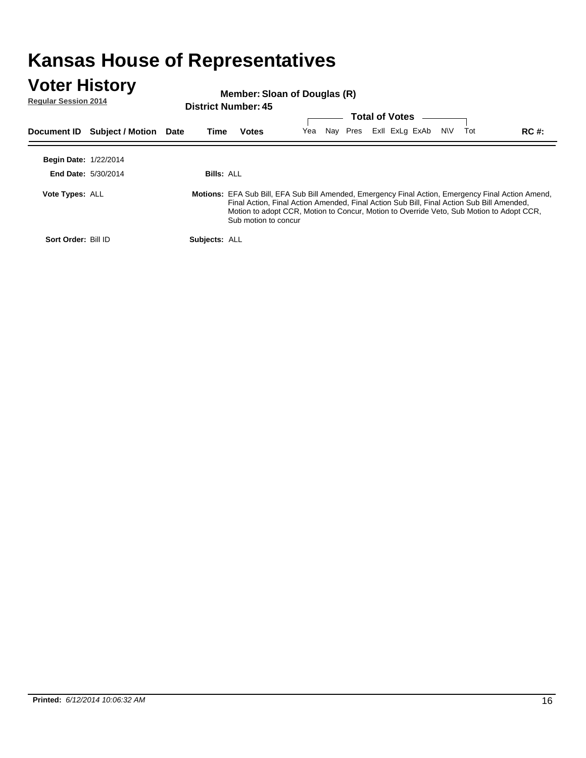# Kansas House of Representatives

## Voter History

**Regular Session 2014**

**Member: Sloan of Douglas (R)**

**District Number: 45**

| Document ID | Subject / Motion | Date | Time | Votes | Yea | Nay | Pres | ExII | ExLg | ExAb | N\V | Tot | RC #: |
|---|---|---|---|---|---|---|---|---|---|---|---|---|---|

**Begin Date:** 1/22/2014

**End Date:** 5/30/2014

**Bills:** ALL

**Vote Types:** ALL

**Motions:** EFA Sub Bill, EFA Sub Bill Amended, Emergency Final Action, Emergency Final Action Amend, Final Action, Final Action Amended, Final Action Sub Bill, Final Action Sub Bill Amended, Motion to adopt CCR, Motion to Concur, Motion to Override Veto, Sub Motion to Adopt CCR, Sub motion to concur

**Sort Order:** Bill ID

**Subjects:** ALL

**Printed:** *6/12/2014 10:06:32 AM*